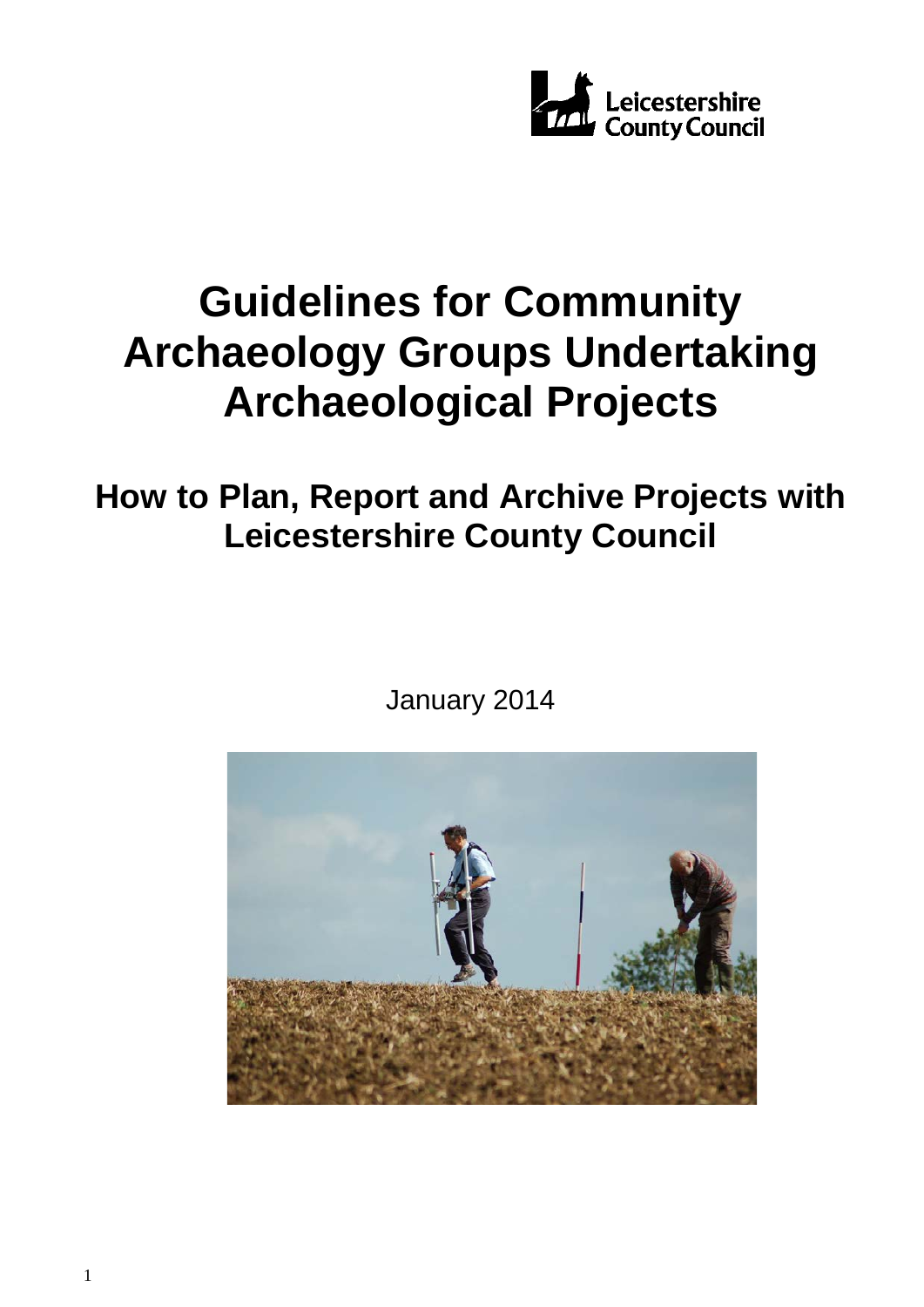Leicestershire County Council

# Guidelines for Community Archaeology Groups Undertaking Archaeological Projects

## How to Plan, Report and Archive Projects with Leicestershire County Council

January 2014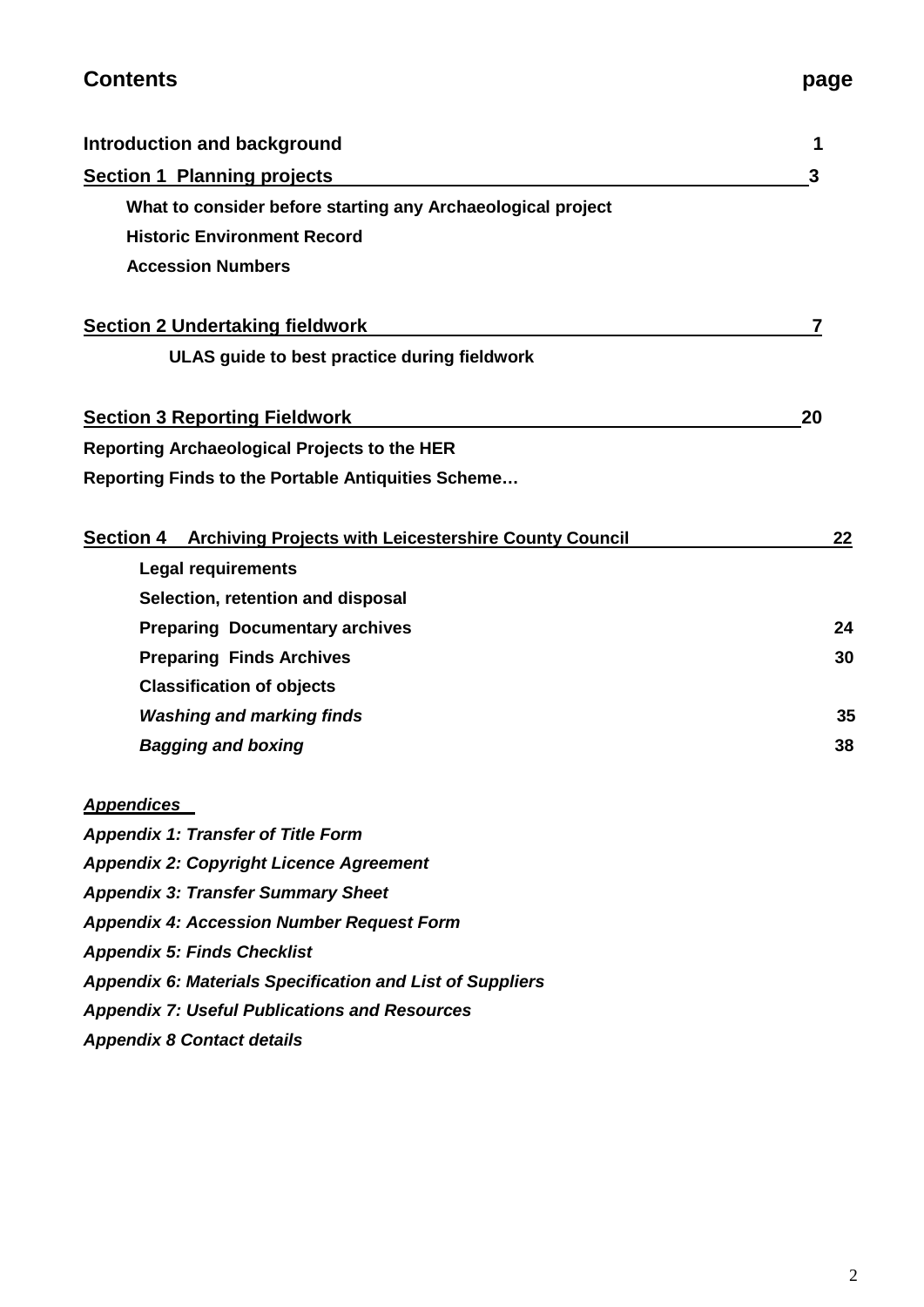## Contents

| | page |
|---|---|
| **Introduction and background** | **1** |
| **Section 1 Planning projects** | **3** |
| **What to consider before starting any Archaeological project** | |
| **Historic Environment Record** | |
| **Accession Numbers** | |
| **Section 2 Undertaking fieldwork** | **7** |
| **ULAS guide to best practice during fieldwork** | |
| **Section 3 Reporting Fieldwork** | **20** |
| **Reporting Archaeological Projects to the HER** | |
| **Reporting Finds to the Portable Antiquities Scheme…** | |
| **Section 4 Archiving Projects with Leicestershire County Council** | **22** |
| **Legal requirements** | |
| **Selection, retention and disposal** | |
| **Preparing Documentary archives** | **24** |
| **Preparing Finds Archives** | **30** |
| **Classification of objects** | |
| ***Washing and marking finds*** | **35** |
| ***Bagging and boxing*** | **38** |

***Appendices***

***Appendix 1: Transfer of Title Form***

***Appendix 2: Copyright Licence Agreement***

***Appendix 3: Transfer Summary Sheet***

***Appendix 4: Accession Number Request Form***

***Appendix 5: Finds Checklist***

***Appendix 6: Materials Specification and List of Suppliers***

***Appendix 7: Useful Publications and Resources***

***Appendix 8 Contact details***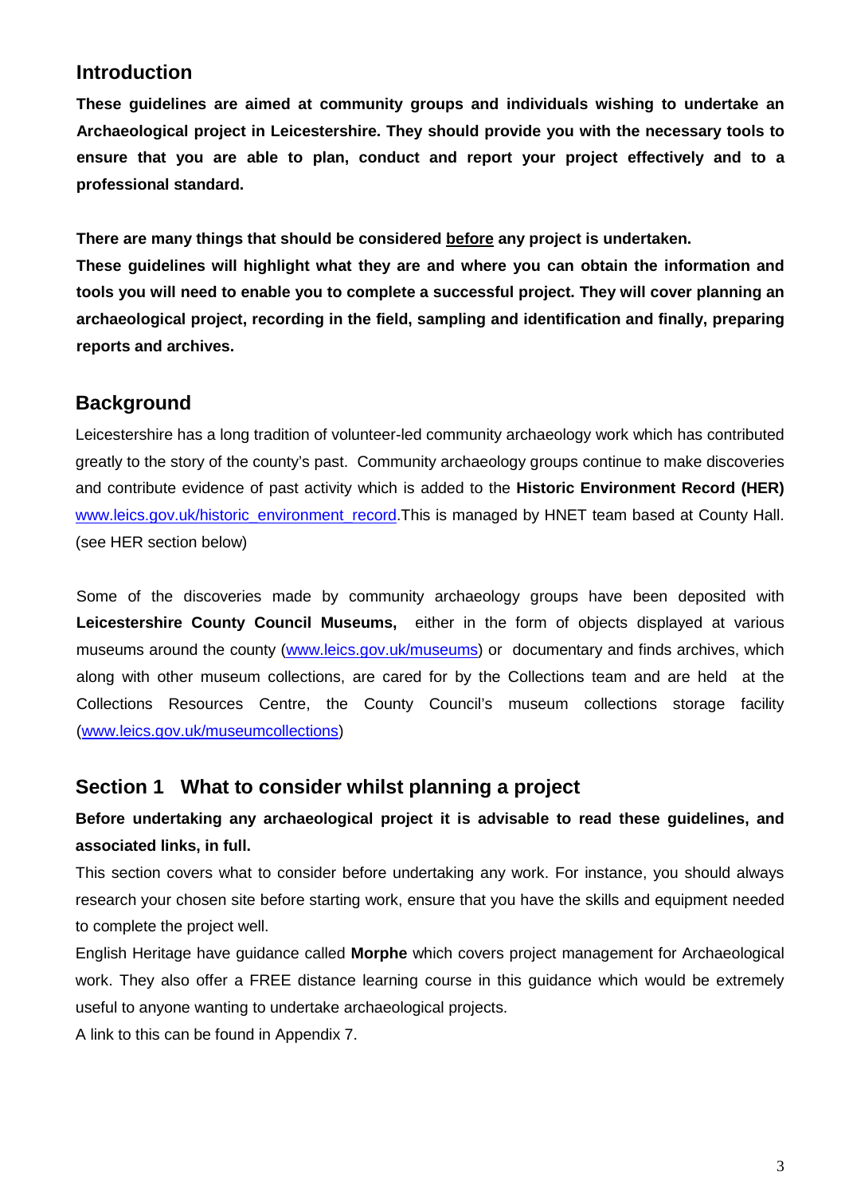## Introduction

**These guidelines are aimed at community groups and individuals wishing to undertake an Archaeological project in Leicestershire. They should provide you with the necessary tools to ensure that you are able to plan, conduct and report your project effectively and to a professional standard.**

**There are many things that should be considered <u>before</u> any project is undertaken.**
**These guidelines will highlight what they are and where you can obtain the information and tools you will need to enable you to complete a successful project. They will cover planning an archaeological project, recording in the field, sampling and identification and finally, preparing reports and archives.**

## Background

Leicestershire has a long tradition of volunteer-led community archaeology work which has contributed greatly to the story of the county's past. Community archaeology groups continue to make discoveries and contribute evidence of past activity which is added to the **Historic Environment Record (HER)** www.leics.gov.uk/historic_environment_record.This is managed by HNET team based at County Hall. (see HER section below)

Some of the discoveries made by community archaeology groups have been deposited with **Leicestershire County Council Museums,** either in the form of objects displayed at various museums around the county (www.leics.gov.uk/museums) or documentary and finds archives, which along with other museum collections, are cared for by the Collections team and are held at the Collections Resources Centre, the County Council's museum collections storage facility (www.leics.gov.uk/museumcollections)

## Section 1 What to consider whilst planning a project

**Before undertaking any archaeological project it is advisable to read these guidelines, and associated links, in full.**

This section covers what to consider before undertaking any work. For instance, you should always research your chosen site before starting work, ensure that you have the skills and equipment needed to complete the project well.

English Heritage have guidance called **Morphe** which covers project management for Archaeological work. They also offer a FREE distance learning course in this guidance which would be extremely useful to anyone wanting to undertake archaeological projects.

A link to this can be found in Appendix 7.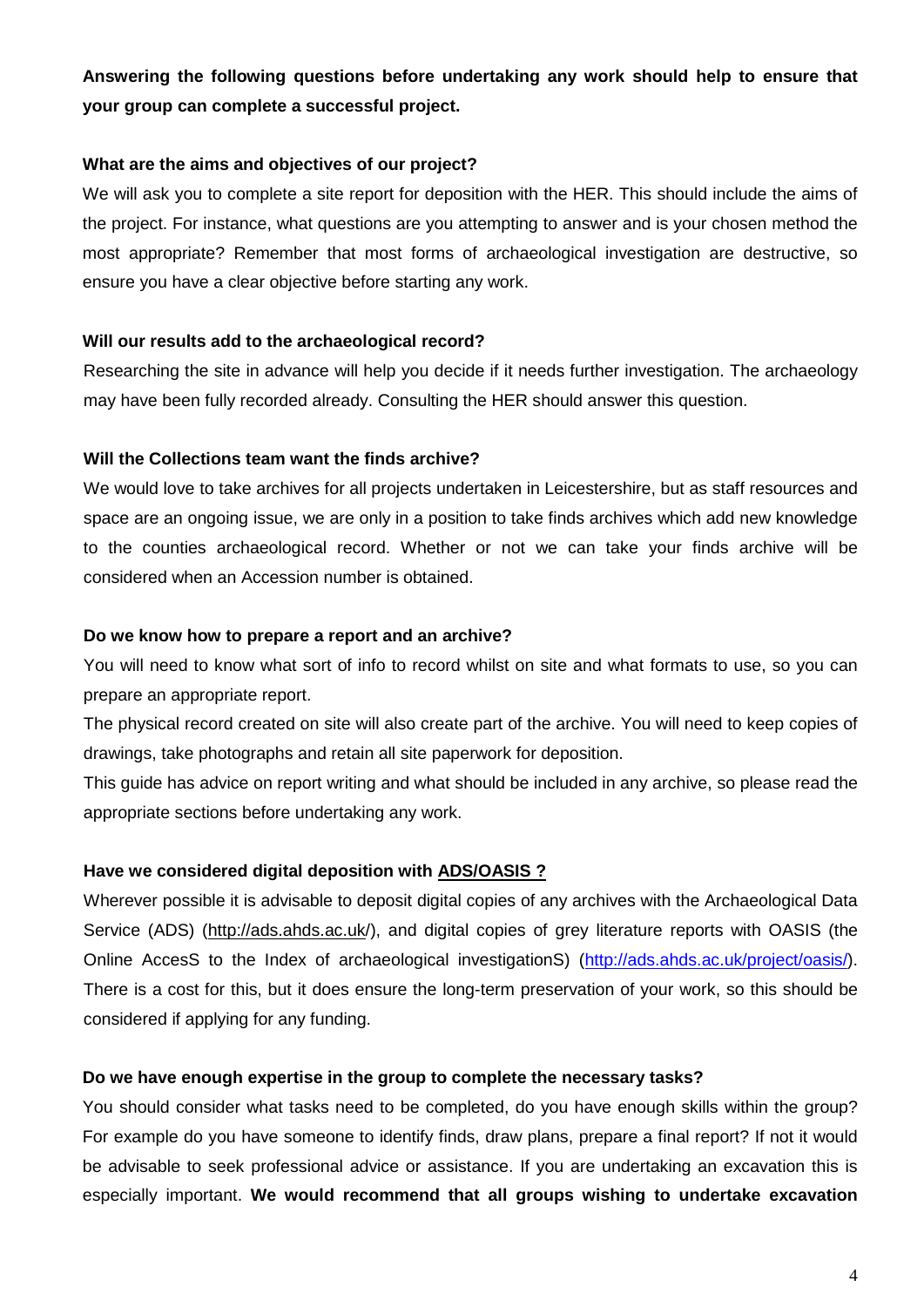**Answering the following questions before undertaking any work should help to ensure that your group can complete a successful project.**

**What are the aims and objectives of our project?**

We will ask you to complete a site report for deposition with the HER. This should include the aims of the project. For instance, what questions are you attempting to answer and is your chosen method the most appropriate? Remember that most forms of archaeological investigation are destructive, so ensure you have a clear objective before starting any work.

**Will our results add to the archaeological record?**

Researching the site in advance will help you decide if it needs further investigation. The archaeology may have been fully recorded already. Consulting the HER should answer this question.

**Will the Collections team want the finds archive?**

We would love to take archives for all projects undertaken in Leicestershire, but as staff resources and space are an ongoing issue, we are only in a position to take finds archives which add new knowledge to the counties archaeological record. Whether or not we can take your finds archive will be considered when an Accession number is obtained.

**Do we know how to prepare a report and an archive?**

You will need to know what sort of info to record whilst on site and what formats to use, so you can prepare an appropriate report.

The physical record created on site will also create part of the archive. You will need to keep copies of drawings, take photographs and retain all site paperwork for deposition.

This guide has advice on report writing and what should be included in any archive, so please read the appropriate sections before undertaking any work.

**Have we considered digital deposition with ADS/OASIS ?**

Wherever possible it is advisable to deposit digital copies of any archives with the Archaeological Data Service (ADS) (http://ads.ahds.ac.uk/), and digital copies of grey literature reports with OASIS (the Online AccesS to the Index of archaeological investigationS) (http://ads.ahds.ac.uk/project/oasis/). There is a cost for this, but it does ensure the long-term preservation of your work, so this should be considered if applying for any funding.

**Do we have enough expertise in the group to complete the necessary tasks?**

You should consider what tasks need to be completed, do you have enough skills within the group? For example do you have someone to identify finds, draw plans, prepare a final report? If not it would be advisable to seek professional advice or assistance. If you are undertaking an excavation this is especially important. **We would recommend that all groups wishing to undertake excavation**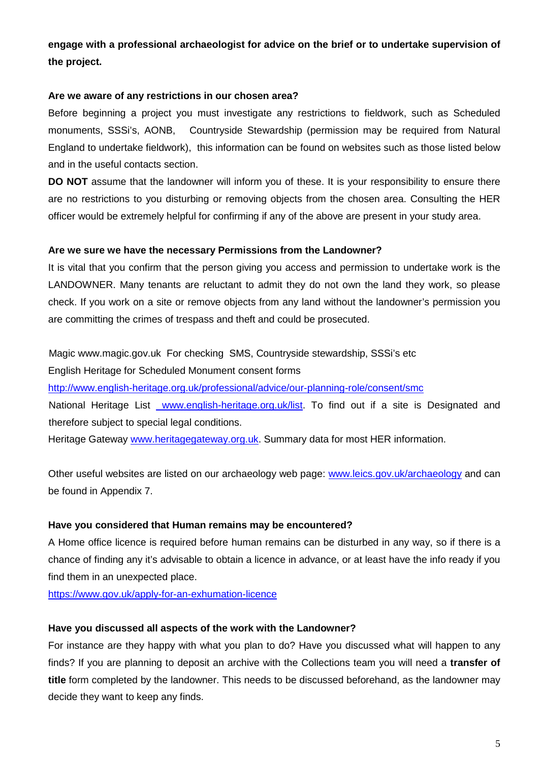**engage with a professional archaeologist for advice on the brief or to undertake supervision of the project.**

**Are we aware of any restrictions in our chosen area?**

Before beginning a project you must investigate any restrictions to fieldwork, such as Scheduled monuments, SSSi's, AONB, Countryside Stewardship (permission may be required from Natural England to undertake fieldwork), this information can be found on websites such as those listed below and in the useful contacts section.

**DO NOT** assume that the landowner will inform you of these. It is your responsibility to ensure there are no restrictions to you disturbing or removing objects from the chosen area. Consulting the HER officer would be extremely helpful for confirming if any of the above are present in your study area.

**Are we sure we have the necessary Permissions from the Landowner?**

It is vital that you confirm that the person giving you access and permission to undertake work is the LANDOWNER. Many tenants are reluctant to admit they do not own the land they work, so please check. If you work on a site or remove objects from any land without the landowner's permission you are committing the crimes of trespass and theft and could be prosecuted.

Magic www.magic.gov.uk For checking SMS, Countryside stewardship, SSSi's etc

English Heritage for Scheduled Monument consent forms

http://www.english-heritage.org.uk/professional/advice/our-planning-role/consent/smc

National Heritage List www.english-heritage.org.uk/list. To find out if a site is Designated and therefore subject to special legal conditions.

Heritage Gateway www.heritagegateway.org.uk. Summary data for most HER information.

Other useful websites are listed on our archaeology web page: www.leics.gov.uk/archaeology and can be found in Appendix 7.

**Have you considered that Human remains may be encountered?**

A Home office licence is required before human remains can be disturbed in any way, so if there is a chance of finding any it's advisable to obtain a licence in advance, or at least have the info ready if you find them in an unexpected place.

https://www.gov.uk/apply-for-an-exhumation-licence

**Have you discussed all aspects of the work with the Landowner?**

For instance are they happy with what you plan to do? Have you discussed what will happen to any finds? If you are planning to deposit an archive with the Collections team you will need a **transfer of title** form completed by the landowner. This needs to be discussed beforehand, as the landowner may decide they want to keep any finds.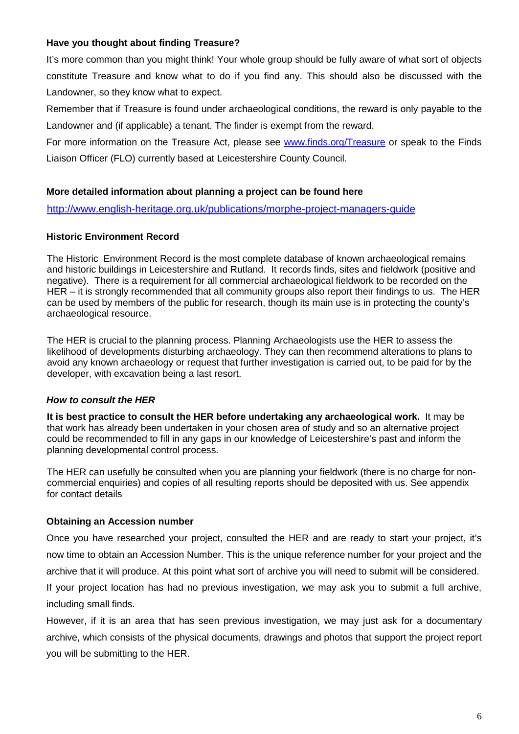**Have you thought about finding Treasure?**

It's more common than you might think! Your whole group should be fully aware of what sort of objects constitute Treasure and know what to do if you find any. This should also be discussed with the Landowner, so they know what to expect.

Remember that if Treasure is found under archaeological conditions, the reward is only payable to the Landowner and (if applicable) a tenant. The finder is exempt from the reward.

For more information on the Treasure Act, please see [www.finds.org/Treasure](www.finds.org/Treasure) or speak to the Finds Liaison Officer (FLO) currently based at Leicestershire County Council.

**More detailed information about planning a project can be found here**

[http://www.english-heritage.org.uk/publications/morphe-project-managers-guide](http://www.english-heritage.org.uk/publications/morphe-project-managers-guide)

**Historic Environment Record**

The Historic Environment Record is the most complete database of known archaeological remains and historic buildings in Leicestershire and Rutland. It records finds, sites and fieldwork (positive and negative). There is a requirement for all commercial archaeological fieldwork to be recorded on the HER – it is strongly recommended that all community groups also report their findings to us. The HER can be used by members of the public for research, though its main use is in protecting the county's archaeological resource.

The HER is crucial to the planning process. Planning Archaeologists use the HER to assess the likelihood of developments disturbing archaeology. They can then recommend alterations to plans to avoid any known archaeology or request that further investigation is carried out, to be paid for by the developer, with excavation being a last resort.

***How to consult the HER***

**It is best practice to consult the HER before undertaking any archaeological work.** It may be that work has already been undertaken in your chosen area of study and so an alternative project could be recommended to fill in any gaps in our knowledge of Leicestershire's past and inform the planning developmental control process.

The HER can usefully be consulted when you are planning your fieldwork (there is no charge for non-commercial enquiries) and copies of all resulting reports should be deposited with us. See appendix for contact details

**Obtaining an Accession number**

Once you have researched your project, consulted the HER and are ready to start your project, it's now time to obtain an Accession Number. This is the unique reference number for your project and the archive that it will produce. At this point what sort of archive you will need to submit will be considered.

If your project location has had no previous investigation, we may ask you to submit a full archive, including small finds.

However, if it is an area that has seen previous investigation, we may just ask for a documentary archive, which consists of the physical documents, drawings and photos that support the project report you will be submitting to the HER.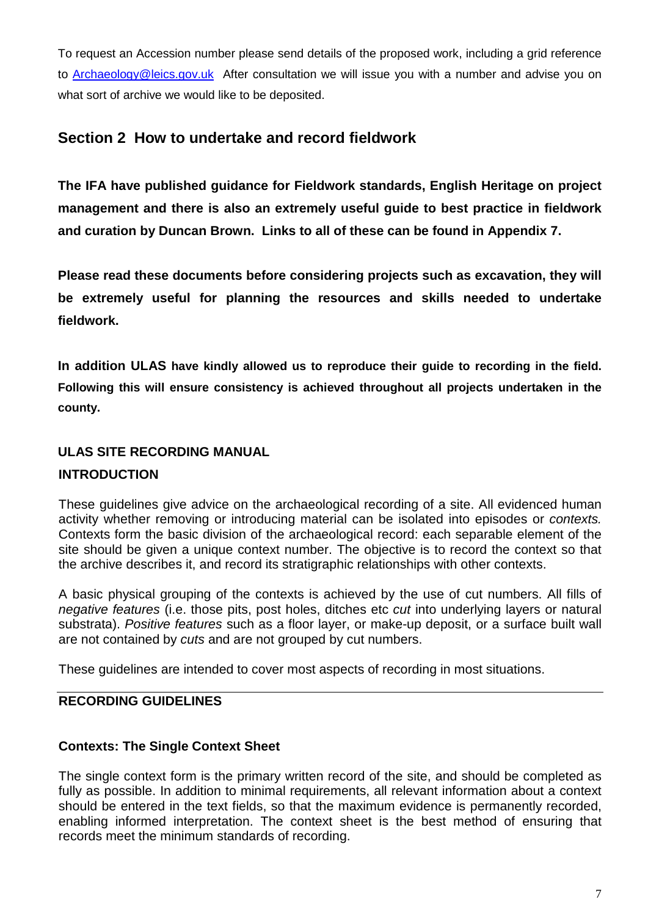To request an Accession number please send details of the proposed work, including a grid reference to Archaeology@leics.gov.uk After consultation we will issue you with a number and advise you on what sort of archive we would like to be deposited.

## Section 2 How to undertake and record fieldwork

**The IFA have published guidance for Fieldwork standards, English Heritage on project management and there is also an extremely useful guide to best practice in fieldwork and curation by Duncan Brown. Links to all of these can be found in Appendix 7.**

**Please read these documents before considering projects such as excavation, they will be extremely useful for planning the resources and skills needed to undertake fieldwork.**

**In addition ULAS have kindly allowed us to reproduce their guide to recording in the field. Following this will ensure consistency is achieved throughout all projects undertaken in the county.**

### ULAS SITE RECORDING MANUAL

### INTRODUCTION

These guidelines give advice on the archaeological recording of a site. All evidenced human activity whether removing or introducing material can be isolated into episodes or *contexts.* Contexts form the basic division of the archaeological record: each separable element of the site should be given a unique context number. The objective is to record the context so that the archive describes it, and record its stratigraphic relationships with other contexts.

A basic physical grouping of the contexts is achieved by the use of cut numbers. All fills of *negative features* (i.e. those pits, post holes, ditches etc *cut* into underlying layers or natural substrata). *Positive features* such as a floor layer, or make-up deposit, or a surface built wall are not contained by *cuts* and are not grouped by cut numbers.

These guidelines are intended to cover most aspects of recording in most situations.

### RECORDING GUIDELINES

#### Contexts: The Single Context Sheet

The single context form is the primary written record of the site, and should be completed as fully as possible. In addition to minimal requirements, all relevant information about a context should be entered in the text fields, so that the maximum evidence is permanently recorded, enabling informed interpretation. The context sheet is the best method of ensuring that records meet the minimum standards of recording.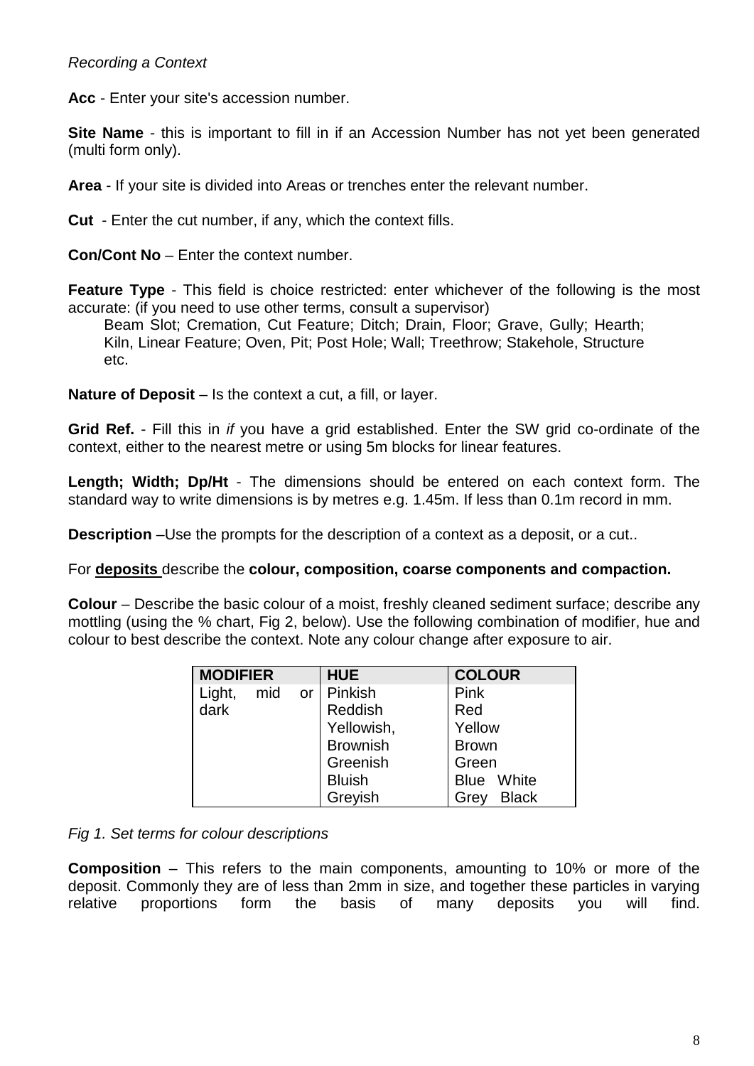*Recording a Context*

**Acc** - Enter your site's accession number.

**Site Name** - this is important to fill in if an Accession Number has not yet been generated (multi form only).

**Area** - If your site is divided into Areas or trenches enter the relevant number.

**Cut** - Enter the cut number, if any, which the context fills.

**Con/Cont No** – Enter the context number.

**Feature Type** - This field is choice restricted: enter whichever of the following is the most accurate: (if you need to use other terms, consult a supervisor)

Beam Slot; Cremation, Cut Feature; Ditch; Drain, Floor; Grave, Gully; Hearth; Kiln, Linear Feature; Oven, Pit; Post Hole; Wall; Treethrow; Stakehole, Structure etc.

**Nature of Deposit** – Is the context a cut, a fill, or layer.

**Grid Ref.** - Fill this in *if* you have a grid established. Enter the SW grid co-ordinate of the context, either to the nearest metre or using 5m blocks for linear features.

**Length; Width; Dp/Ht** - The dimensions should be entered on each context form. The standard way to write dimensions is by metres e.g. 1.45m. If less than 0.1m record in mm.

**Description** –Use the prompts for the description of a context as a deposit, or a cut..

For **deposits** describe the **colour, composition, coarse components and compaction.**

**Colour** – Describe the basic colour of a moist, freshly cleaned sediment surface; describe any mottling (using the % chart, Fig 2, below). Use the following combination of modifier, hue and colour to best describe the context. Note any colour change after exposure to air.

| MODIFIER | HUE | COLOUR |
|---|---|---|
| Light, mid or dark | Pinkish | Pink |
| | Reddish | Red |
| | Yellowish, | Yellow |
| | Brownish | Brown |
| | Greenish | Green |
| | Bluish | Blue White |
| | Greyish | Grey Black |

*Fig 1. Set terms for colour descriptions*

**Composition** – This refers to the main components, amounting to 10% or more of the deposit. Commonly they are of less than 2mm in size, and together these particles in varying relative proportions form the basis of many deposits you will find.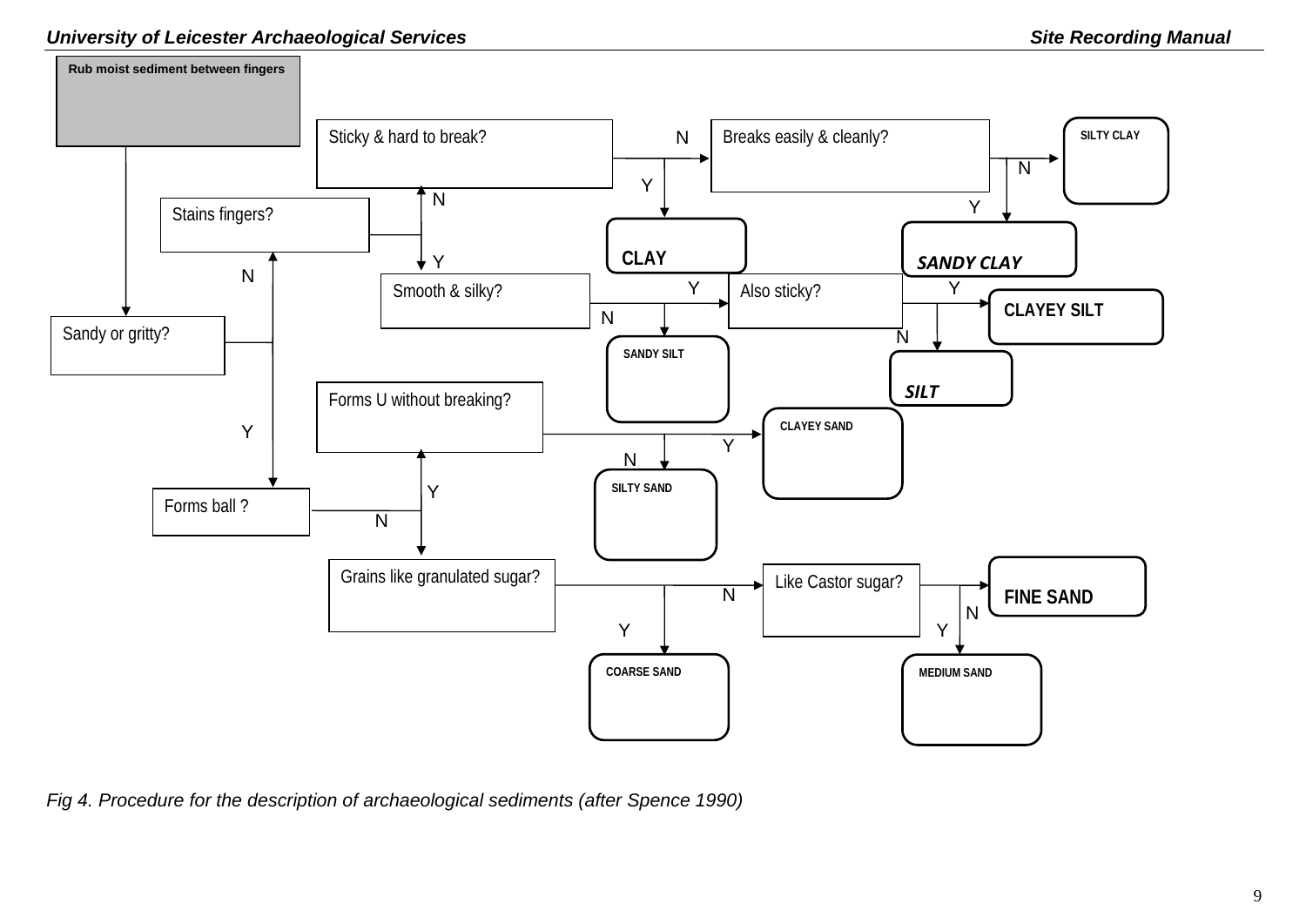Rub moist sediment between fingers

- Sandy or gritty?
  - N → Stains fingers?
    - N → Sticky & hard to break?
      - Y → CLAY
      - N → Breaks easily & cleanly?
        - Y → SANDY CLAY
        - N → SILTY CLAY
    - Y → Smooth & silky?
      - N → SANDY SILT
      - Y → Also sticky?
        - Y → CLAYEY SILT
        - N → SILT
  - Y → Forms ball ?
    - Y → Forms U without breaking?
      - Y → CLAYEY SAND
      - N → SILTY SAND
    - N → Grains like granulated sugar?
      - Y → COARSE SAND
      - N → Like Castor sugar?
        - Y → MEDIUM SAND
        - N → FINE SAND

*Fig 4. Procedure for the description of archaeological sediments (after Spence 1990)*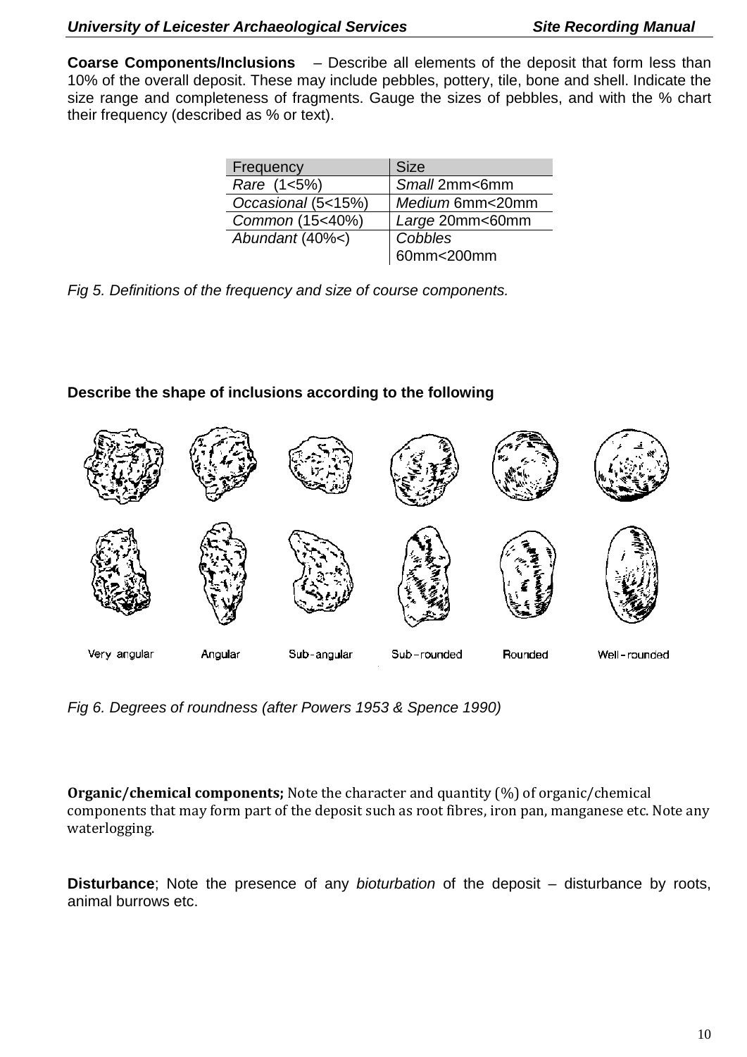**Coarse Components/Inclusions** – Describe all elements of the deposit that form less than 10% of the overall deposit. These may include pebbles, pottery, tile, bone and shell. Indicate the size range and completeness of fragments. Gauge the sizes of pebbles, and with the % chart their frequency (described as % or text).

| Frequency | Size |
|---|---|
| *Rare* (1<5%) | *Small* 2mm<6mm |
| *Occasional* (5<15%) | *Medium* 6mm<20mm |
| *Common* (15<40%) | *Large* 20mm<60mm |
| *Abundant* (40%<) | *Cobbles* 60mm<200mm |

*Fig 5. Definitions of the frequency and size of course components.*

**Describe the shape of inclusions according to the following**

Very angular | Angular | Sub-angular | Sub-rounded | Rounded | Well-rounded

*Fig 6. Degrees of roundness (after Powers 1953 & Spence 1990)*

**Organic/chemical components;** Note the character and quantity (%) of organic/chemical components that may form part of the deposit such as root fibres, iron pan, manganese etc. Note any waterlogging.

**Disturbance**; Note the presence of any *bioturbation* of the deposit – disturbance by roots, animal burrows etc.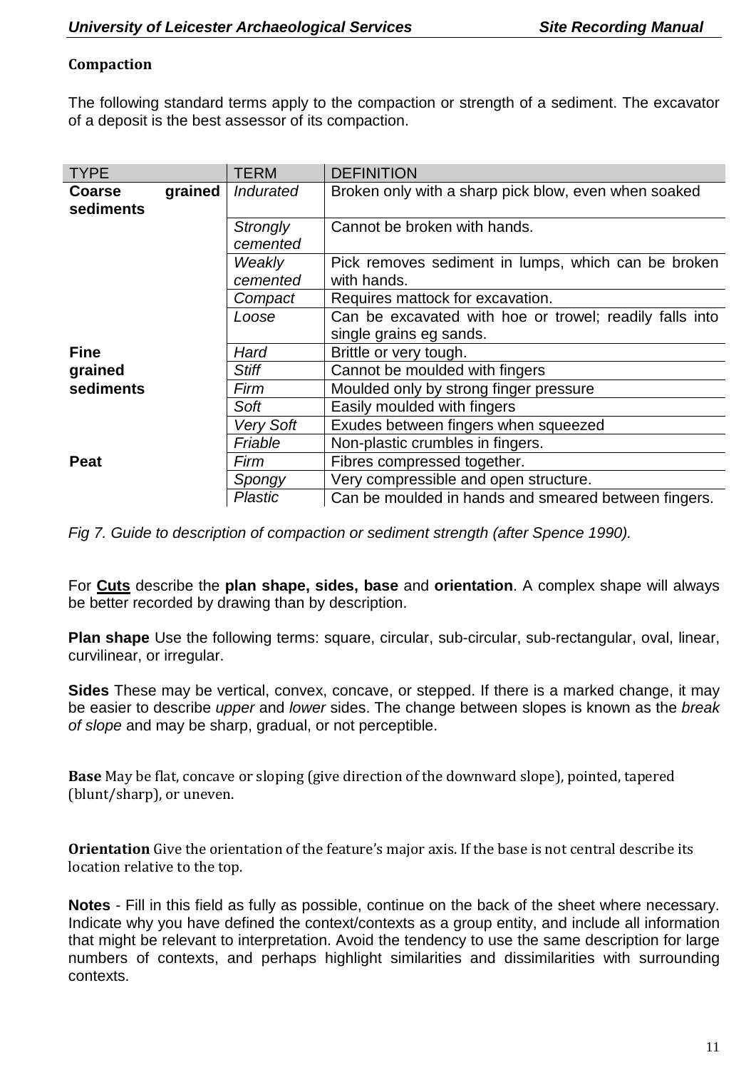**Compaction**

The following standard terms apply to the compaction or strength of a sediment. The excavator of a deposit is the best assessor of its compaction.

| TYPE | TERM | DEFINITION |
|---|---|---|
| **Coarse grained sediments** | *Indurated* | Broken only with a sharp pick blow, even when soaked |
| | *Strongly cemented* | Cannot be broken with hands. |
| | *Weakly cemented* | Pick removes sediment in lumps, which can be broken with hands. |
| | *Compact* | Requires mattock for excavation. |
| | *Loose* | Can be excavated with hoe or trowel; readily falls into single grains eg sands. |
| **Fine grained sediments** | *Hard* | Brittle or very tough. |
| | *Stiff* | Cannot be moulded with fingers |
| | *Firm* | Moulded only by strong finger pressure |
| | *Soft* | Easily moulded with fingers |
| | *Very Soft* | Exudes between fingers when squeezed |
| | *Friable* | Non-plastic crumbles in fingers. |
| **Peat** | *Firm* | Fibres compressed together. |
| | *Spongy* | Very compressible and open structure. |
| | *Plastic* | Can be moulded in hands and smeared between fingers. |

*Fig 7. Guide to description of compaction or sediment strength (after Spence 1990).*

For **Cuts** describe the **plan shape, sides, base** and **orientation**. A complex shape will always be better recorded by drawing than by description.

**Plan shape** Use the following terms: square, circular, sub-circular, sub-rectangular, oval, linear, curvilinear, or irregular.

**Sides** These may be vertical, convex, concave, or stepped. If there is a marked change, it may be easier to describe *upper* and *lower* sides. The change between slopes is known as the *break of slope* and may be sharp, gradual, or not perceptible.

**Base** May be flat, concave or sloping (give direction of the downward slope), pointed, tapered (blunt/sharp), or uneven.

**Orientation** Give the orientation of the feature's major axis. If the base is not central describe its location relative to the top.

**Notes** - Fill in this field as fully as possible, continue on the back of the sheet where necessary. Indicate why you have defined the context/contexts as a group entity, and include all information that might be relevant to interpretation. Avoid the tendency to use the same description for large numbers of contexts, and perhaps highlight similarities and dissimilarities with surrounding contexts.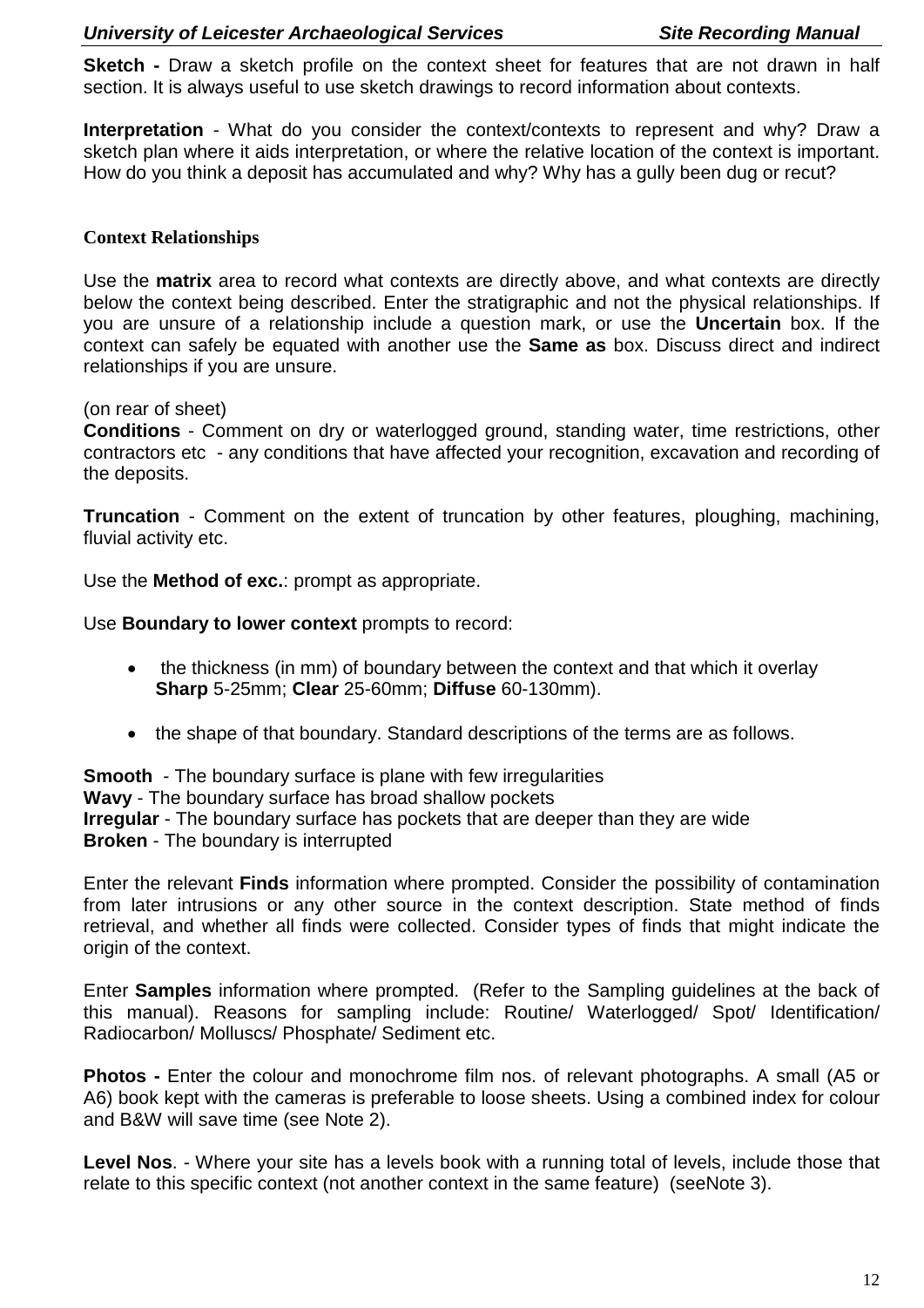**Sketch -** Draw a sketch profile on the context sheet for features that are not drawn in half section. It is always useful to use sketch drawings to record information about contexts.

**Interpretation** - What do you consider the context/contexts to represent and why? Draw a sketch plan where it aids interpretation, or where the relative location of the context is important. How do you think a deposit has accumulated and why? Why has a gully been dug or recut?

### Context Relationships

Use the **matrix** area to record what contexts are directly above, and what contexts are directly below the context being described. Enter the stratigraphic and not the physical relationships. If you are unsure of a relationship include a question mark, or use the **Uncertain** box. If the context can safely be equated with another use the **Same as** box. Discuss direct and indirect relationships if you are unsure.

(on rear of sheet)
**Conditions** - Comment on dry or waterlogged ground, standing water, time restrictions, other contractors etc - any conditions that have affected your recognition, excavation and recording of the deposits.

**Truncation** - Comment on the extent of truncation by other features, ploughing, machining, fluvial activity etc.

Use the **Method of exc.**: prompt as appropriate.

Use **Boundary to lower context** prompts to record:

- the thickness (in mm) of boundary between the context and that which it overlay **Sharp** 5-25mm; **Clear** 25-60mm; **Diffuse** 60-130mm).
- the shape of that boundary. Standard descriptions of the terms are as follows.

**Smooth** - The boundary surface is plane with few irregularities
**Wavy** - The boundary surface has broad shallow pockets
**Irregular** - The boundary surface has pockets that are deeper than they are wide
**Broken** - The boundary is interrupted

Enter the relevant **Finds** information where prompted. Consider the possibility of contamination from later intrusions or any other source in the context description. State method of finds retrieval, and whether all finds were collected. Consider types of finds that might indicate the origin of the context.

Enter **Samples** information where prompted. (Refer to the Sampling guidelines at the back of this manual). Reasons for sampling include: Routine/ Waterlogged/ Spot/ Identification/ Radiocarbon/ Molluscs/ Phosphate/ Sediment etc.

**Photos -** Enter the colour and monochrome film nos. of relevant photographs. A small (A5 or A6) book kept with the cameras is preferable to loose sheets. Using a combined index for colour and B&W will save time (see Note 2).

**Level Nos**. - Where your site has a levels book with a running total of levels, include those that relate to this specific context (not another context in the same feature) (seeNote 3).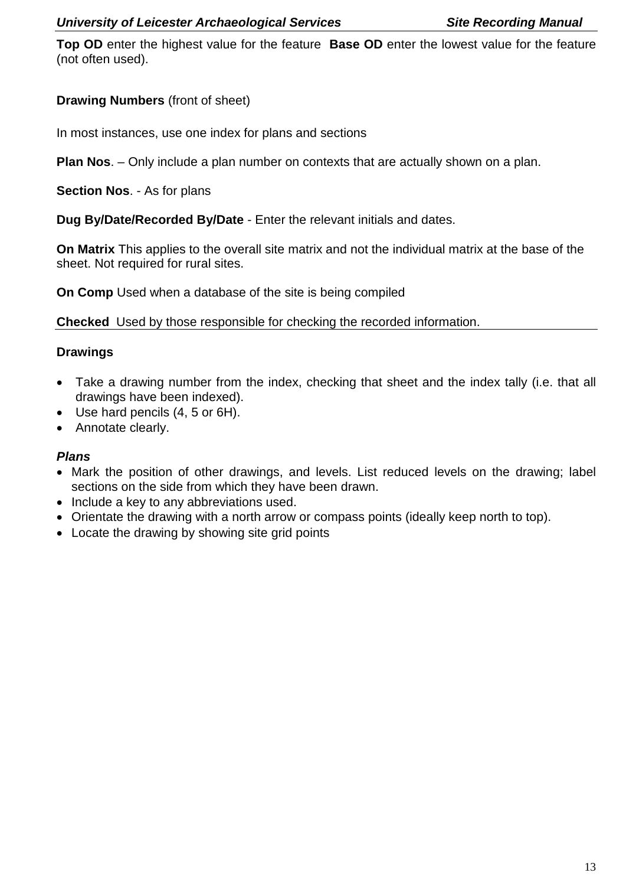**Top OD** enter the highest value for the feature **Base OD** enter the lowest value for the feature (not often used).

**Drawing Numbers** (front of sheet)

In most instances, use one index for plans and sections

**Plan Nos**. – Only include a plan number on contexts that are actually shown on a plan.

**Section Nos**. - As for plans

**Dug By/Date/Recorded By/Date** - Enter the relevant initials and dates.

**On Matrix** This applies to the overall site matrix and not the individual matrix at the base of the sheet. Not required for rural sites.

**On Comp** Used when a database of the site is being compiled

**Checked** Used by those responsible for checking the recorded information.

**Drawings**

- Take a drawing number from the index, checking that sheet and the index tally (i.e. that all drawings have been indexed).
- Use hard pencils (4, 5 or 6H).
- Annotate clearly.

***Plans***

- Mark the position of other drawings, and levels. List reduced levels on the drawing; label sections on the side from which they have been drawn.
- Include a key to any abbreviations used.
- Orientate the drawing with a north arrow or compass points (ideally keep north to top).
- Locate the drawing by showing site grid points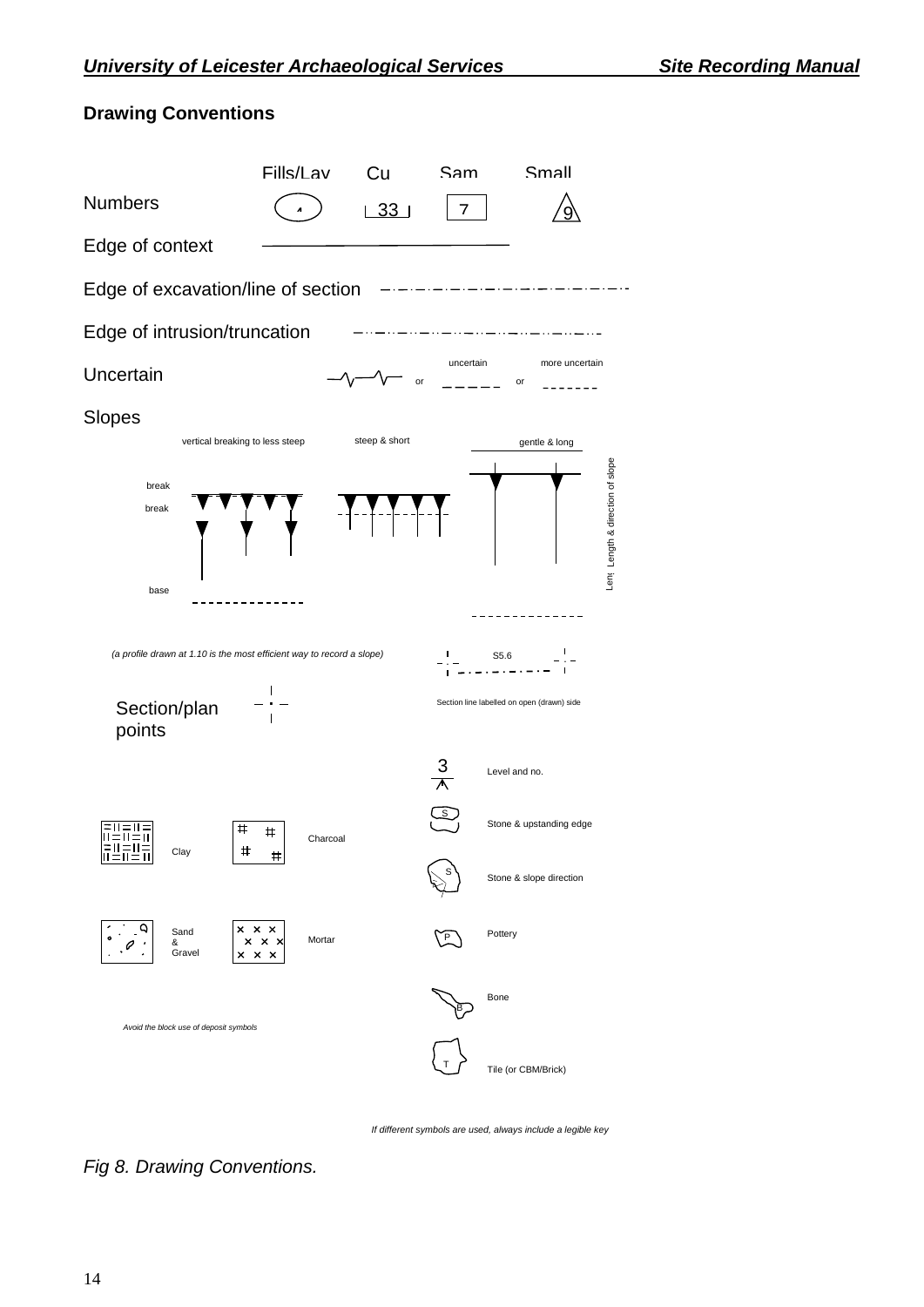## Drawing Conventions

Fills/Lay Cu Sam Small

Numbers 4 33 7 9

Edge of context

Edge of excavation/line of section

Edge of intrusion/truncation

Uncertain or uncertain or more uncertain

Slopes

vertical breaking to less steep

steep & short

gentle & long

break

break

base

Length & direction of slope

*(a profile drawn at 1.10 is the most efficient way to record a slope)*

S5.6

Section/plan points

Section line labelled on open (drawn) side

3 Level and no.

S Stone & upstanding edge

Clay

Charcoal

S Stone & slope direction

Sand & Gravel

Mortar

P Pottery

B Bone

*Avoid the block use of deposit symbols*

T Tile (or CBM/Brick)

*If different symbols are used, always include a legible key*

*Fig 8. Drawing Conventions.*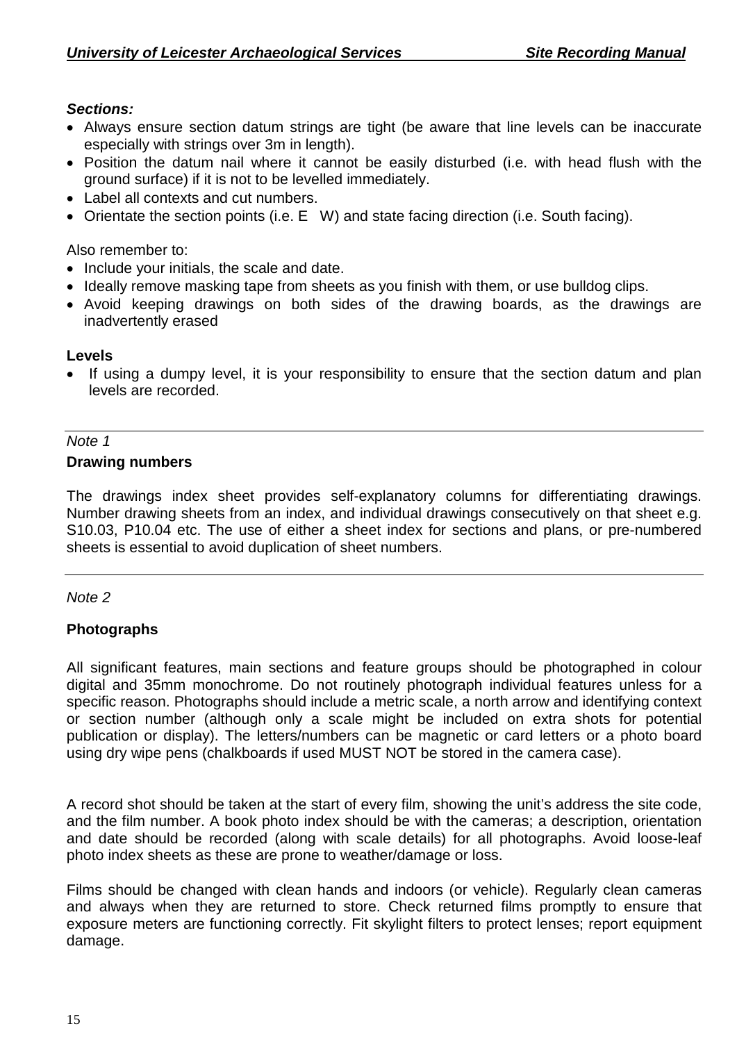***Sections:***

- Always ensure section datum strings are tight (be aware that line levels can be inaccurate especially with strings over 3m in length).
- Position the datum nail where it cannot be easily disturbed (i.e. with head flush with the ground surface) if it is not to be levelled immediately.
- Label all contexts and cut numbers.
- Orientate the section points (i.e. E W) and state facing direction (i.e. South facing).

Also remember to:

- Include your initials, the scale and date.
- Ideally remove masking tape from sheets as you finish with them, or use bulldog clips.
- Avoid keeping drawings on both sides of the drawing boards, as the drawings are inadvertently erased

**Levels**

- If using a dumpy level, it is your responsibility to ensure that the section datum and plan levels are recorded.

---

*Note 1*

**Drawing numbers**

The drawings index sheet provides self-explanatory columns for differentiating drawings. Number drawing sheets from an index, and individual drawings consecutively on that sheet e.g. S10.03, P10.04 etc. The use of either a sheet index for sections and plans, or pre-numbered sheets is essential to avoid duplication of sheet numbers.

---

*Note 2*

**Photographs**

All significant features, main sections and feature groups should be photographed in colour digital and 35mm monochrome. Do not routinely photograph individual features unless for a specific reason. Photographs should include a metric scale, a north arrow and identifying context or section number (although only a scale might be included on extra shots for potential publication or display). The letters/numbers can be magnetic or card letters or a photo board using dry wipe pens (chalkboards if used MUST NOT be stored in the camera case).

A record shot should be taken at the start of every film, showing the unit's address the site code, and the film number. A book photo index should be with the cameras; a description, orientation and date should be recorded (along with scale details) for all photographs. Avoid loose-leaf photo index sheets as these are prone to weather/damage or loss.

Films should be changed with clean hands and indoors (or vehicle). Regularly clean cameras and always when they are returned to store. Check returned films promptly to ensure that exposure meters are functioning correctly. Fit skylight filters to protect lenses; report equipment damage.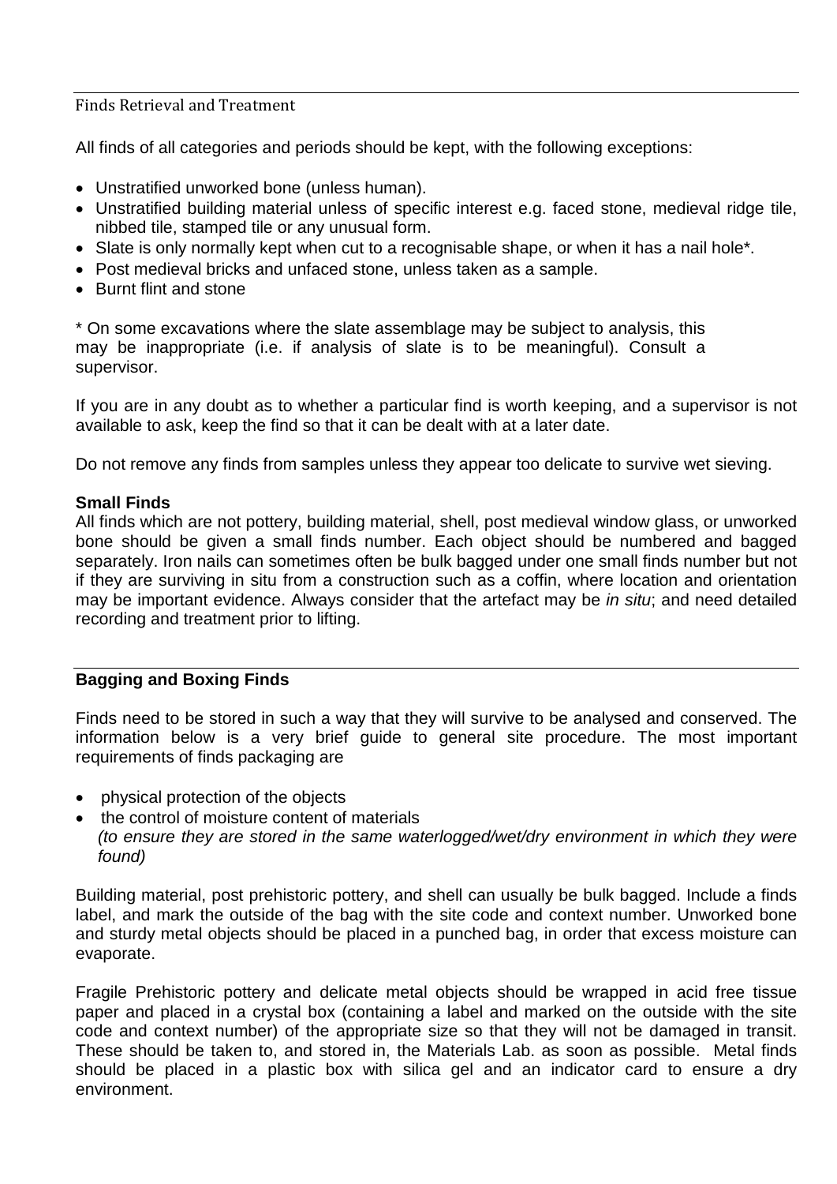## Finds Retrieval and Treatment

All finds of all categories and periods should be kept, with the following exceptions:

- Unstratified unworked bone (unless human).
- Unstratified building material unless of specific interest e.g. faced stone, medieval ridge tile, nibbed tile, stamped tile or any unusual form.
- Slate is only normally kept when cut to a recognisable shape, or when it has a nail hole*.
- Post medieval bricks and unfaced stone, unless taken as a sample.
- Burnt flint and stone

* On some excavations where the slate assemblage may be subject to analysis, this may be inappropriate (i.e. if analysis of slate is to be meaningful). Consult a supervisor.

If you are in any doubt as to whether a particular find is worth keeping, and a supervisor is not available to ask, keep the find so that it can be dealt with at a later date.

Do not remove any finds from samples unless they appear too delicate to survive wet sieving.

**Small Finds**

All finds which are not pottery, building material, shell, post medieval window glass, or unworked bone should be given a small finds number. Each object should be numbered and bagged separately. Iron nails can sometimes often be bulk bagged under one small finds number but not if they are surviving in situ from a construction such as a coffin, where location and orientation may be important evidence. Always consider that the artefact may be *in situ*; and need detailed recording and treatment prior to lifting.

## Bagging and Boxing Finds

Finds need to be stored in such a way that they will survive to be analysed and conserved. The information below is a very brief guide to general site procedure. The most important requirements of finds packaging are

- physical protection of the objects
- the control of moisture content of materials
  *(to ensure they are stored in the same waterlogged/wet/dry environment in which they were found)*

Building material, post prehistoric pottery, and shell can usually be bulk bagged. Include a finds label, and mark the outside of the bag with the site code and context number. Unworked bone and sturdy metal objects should be placed in a punched bag, in order that excess moisture can evaporate.

Fragile Prehistoric pottery and delicate metal objects should be wrapped in acid free tissue paper and placed in a crystal box (containing a label and marked on the outside with the site code and context number) of the appropriate size so that they will not be damaged in transit. These should be taken to, and stored in, the Materials Lab. as soon as possible. Metal finds should be placed in a plastic box with silica gel and an indicator card to ensure a dry environment.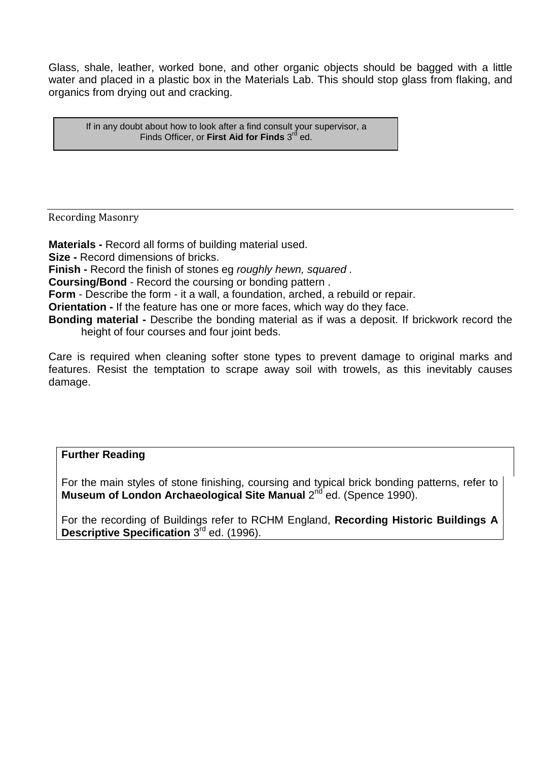Glass, shale, leather, worked bone, and other organic objects should be bagged with a little water and placed in a plastic box in the Materials Lab. This should stop glass from flaking, and organics from drying out and cracking.

> If in any doubt about how to look after a find consult your supervisor, a Finds Officer, or **First Aid for Finds** 3rd ed.

## Recording Masonry

**Materials -** Record all forms of building material used.
**Size -** Record dimensions of bricks.
**Finish -** Record the finish of stones eg *roughly hewn, squared* .
**Coursing/Bond** - Record the coursing or bonding pattern .
**Form** - Describe the form - it a wall, a foundation, arched, a rebuild or repair.
**Orientation -** If the feature has one or more faces, which way do they face.
**Bonding material -** Describe the bonding material as if was a deposit. If brickwork record the height of four courses and four joint beds.

Care is required when cleaning softer stone types to prevent damage to original marks and features. Resist the temptation to scrape away soil with trowels, as this inevitably causes damage.

> **Further Reading**
>
> For the main styles of stone finishing, coursing and typical brick bonding patterns, refer to **Museum of London Archaeological Site Manual** 2nd ed. (Spence 1990).
>
> For the recording of Buildings refer to RCHM England, **Recording Historic Buildings A Descriptive Specification** 3rd ed. (1996).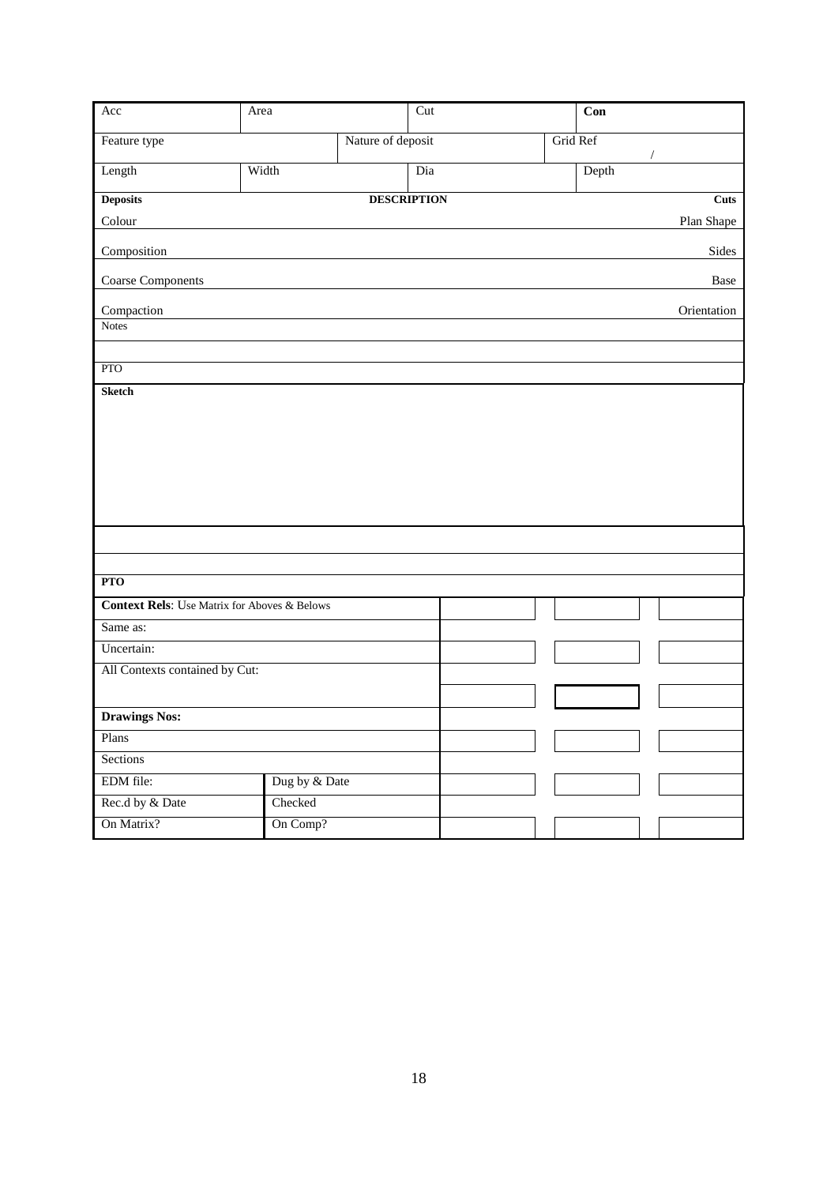| Acc | Area | | Cut | | **Con** |
|---|---|---|---|---|---|
| Feature type | | Nature of deposit | | Grid Ref / | |
| Length | Width | | Dia | | Depth |

| **Deposits** | **DESCRIPTION** | **Cuts** |
|---|---|---|
| Colour | | Plan Shape |
| Composition | | Sides |
| Coarse Components | | Base |
| Compaction | | Orientation |
| Notes | | |
| | | |
| PTO | | |

**Sketch**

| |
|---|
| |
| |
| **PTO** |

| | | | |
|---|---|---|---|
| **Context Rels**: Use Matrix for Aboves & Belows | | | |
| Same as: | | | |
| Uncertain: | | | |
| All Contexts contained by Cut: | | | |
| | | | |
| **Drawings Nos:** | | | |
| Plans | | | |
| Sections | | | |
| EDM file: Dug by & Date | | | |
| Rec.d by & Date Checked | | | |
| On Matrix? On Comp? | | | |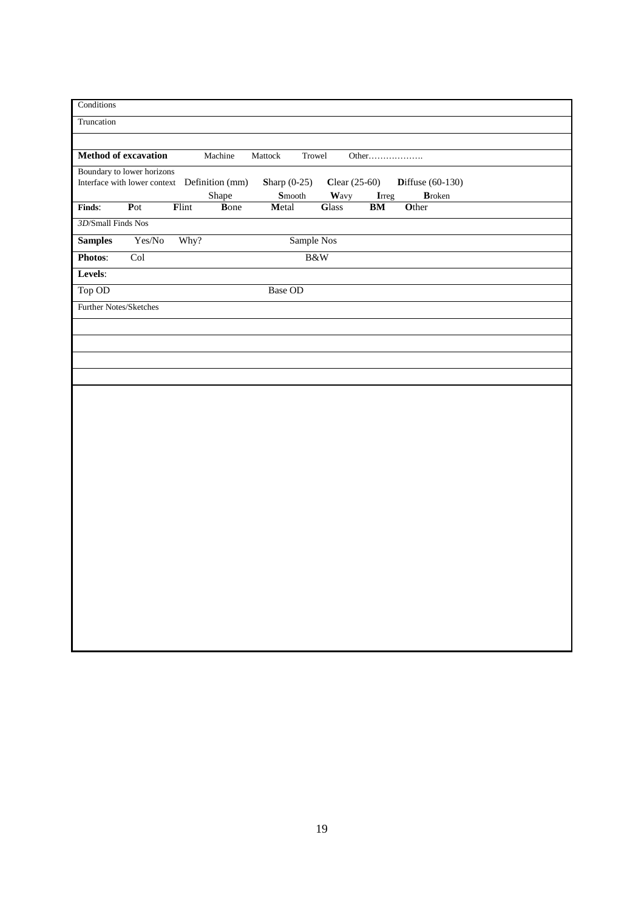| Conditions | | | | | | | | |
|---|---|---|---|---|---|---|---|---|
| Truncation | | | | | | | | |
| | | | | | | | | |
| **Method of excavation** | | Machine | Mattock | Trowel | Other………………. | | | |
| Boundary to lower horizons<br>Interface with lower context | | Definition (mm) | **S**harp (0-25) | **C**lear (25-60) | | **D**iffuse (60-130) | | |
| | | Shape | **S**mooth | **W**avy | **I**rreg | **B**roken | | |
| **Finds**: | **P**ot | **F**lint | **B**one | **M**etal | **G**lass | **BM** | **O**ther | |
| *3D*/Small Finds Nos | | | | | | | | |
| **Samples** | Yes/No | Why? | | Sample Nos | | | | |
| **Photos**: | Col | | | B&W | | | | |
| **Levels**: | | | | | | | | |
| Top OD | | | Base OD | | | | | |
| Further Notes/Sketches | | | | | | | | |
| | | | | | | | | |
| | | | | | | | | |
| | | | | | | | | |
| | | | | | | | | |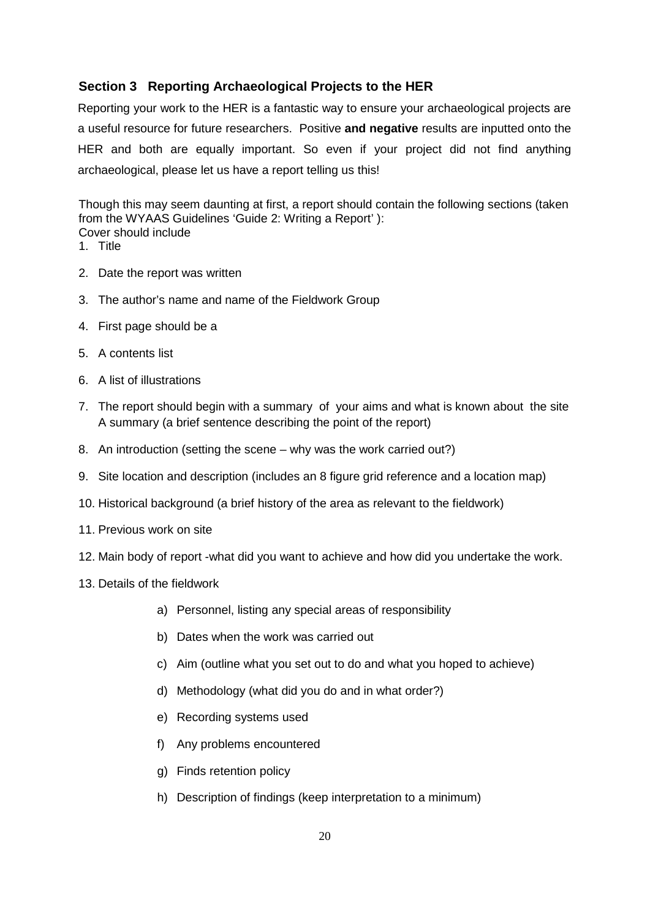## Section 3 Reporting Archaeological Projects to the HER

Reporting your work to the HER is a fantastic way to ensure your archaeological projects are a useful resource for future researchers. Positive **and negative** results are inputted onto the HER and both are equally important. So even if your project did not find anything archaeological, please let us have a report telling us this!

Though this may seem daunting at first, a report should contain the following sections (taken from the WYAAS Guidelines 'Guide 2: Writing a Report' ):
Cover should include

1. Title
2. Date the report was written
3. The author's name and name of the Fieldwork Group
4. First page should be a
5. A contents list
6. A list of illustrations
7. The report should begin with a summary of your aims and what is known about the site A summary (a brief sentence describing the point of the report)
8. An introduction (setting the scene – why was the work carried out?)
9. Site location and description (includes an 8 figure grid reference and a location map)
10. Historical background (a brief history of the area as relevant to the fieldwork)
11. Previous work on site
12. Main body of report -what did you want to achieve and how did you undertake the work.
13. Details of the fieldwork
    a) Personnel, listing any special areas of responsibility
    b) Dates when the work was carried out
    c) Aim (outline what you set out to do and what you hoped to achieve)
    d) Methodology (what did you do and in what order?)
    e) Recording systems used
    f) Any problems encountered
    g) Finds retention policy
    h) Description of findings (keep interpretation to a minimum)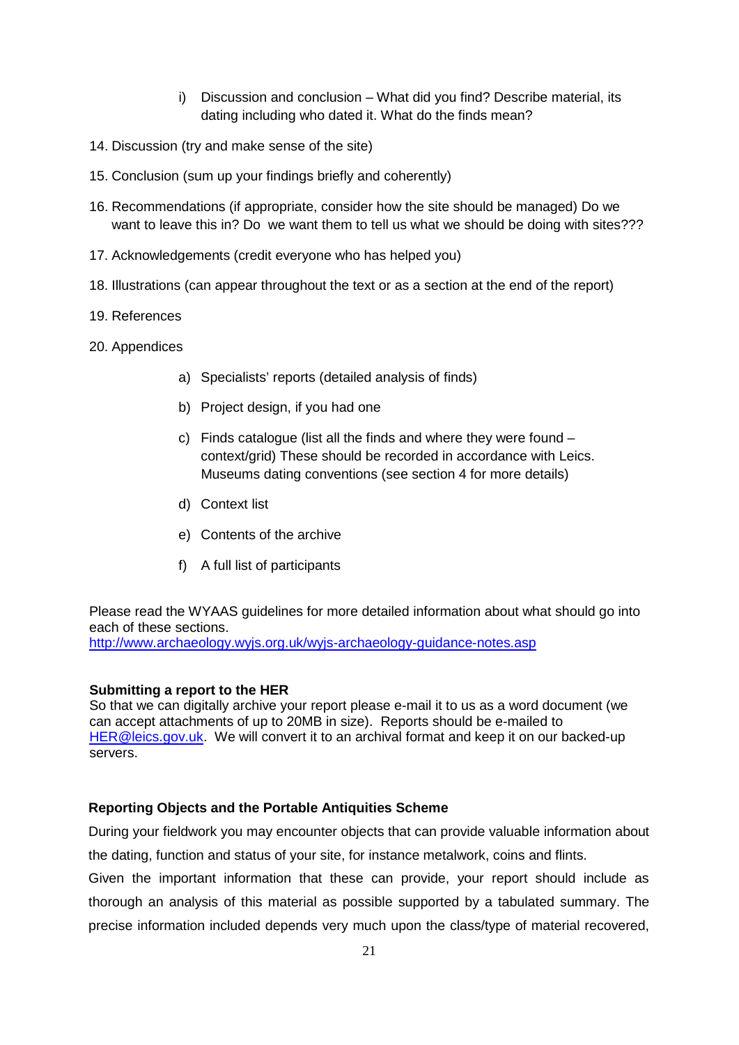i) Discussion and conclusion – What did you find? Describe material, its dating including who dated it. What do the finds mean?

14. Discussion (try and make sense of the site)
15. Conclusion (sum up your findings briefly and coherently)
16. Recommendations (if appropriate, consider how the site should be managed) Do we want to leave this in? Do we want them to tell us what we should be doing with sites???
17. Acknowledgements (credit everyone who has helped you)
18. Illustrations (can appear throughout the text or as a section at the end of the report)
19. References
20. Appendices

    a) Specialists' reports (detailed analysis of finds)

    b) Project design, if you had one

    c) Finds catalogue (list all the finds and where they were found – context/grid) These should be recorded in accordance with Leics. Museums dating conventions (see section 4 for more details)

    d) Context list

    e) Contents of the archive

    f) A full list of participants

Please read the WYAAS guidelines for more detailed information about what should go into each of these sections.
http://www.archaeology.wyjs.org.uk/wyjs-archaeology-guidance-notes.asp

**Submitting a report to the HER**

So that we can digitally archive your report please e-mail it to us as a word document (we can accept attachments of up to 20MB in size). Reports should be e-mailed to HER@leics.gov.uk. We will convert it to an archival format and keep it on our backed-up servers.

**Reporting Objects and the Portable Antiquities Scheme**

During your fieldwork you may encounter objects that can provide valuable information about the dating, function and status of your site, for instance metalwork, coins and flints.

Given the important information that these can provide, your report should include as thorough an analysis of this material as possible supported by a tabulated summary. The precise information included depends very much upon the class/type of material recovered,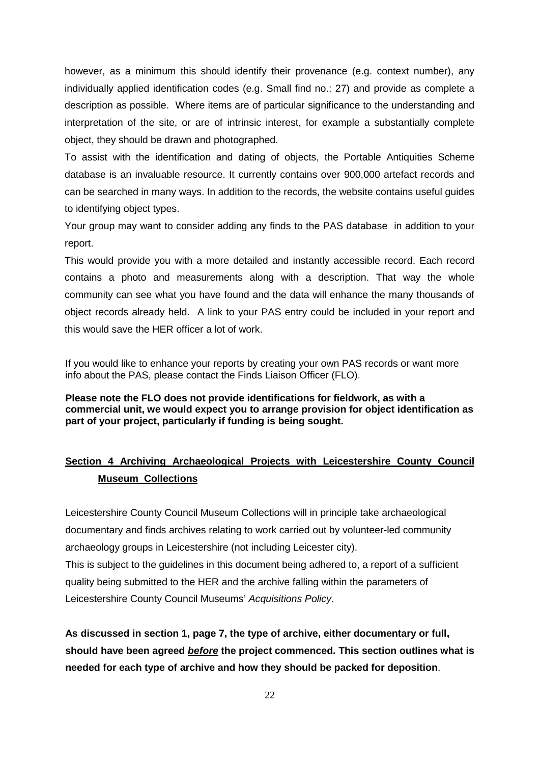however, as a minimum this should identify their provenance (e.g. context number), any individually applied identification codes (e.g. Small find no.: 27) and provide as complete a description as possible. Where items are of particular significance to the understanding and interpretation of the site, or are of intrinsic interest, for example a substantially complete object, they should be drawn and photographed.

To assist with the identification and dating of objects, the Portable Antiquities Scheme database is an invaluable resource. It currently contains over 900,000 artefact records and can be searched in many ways. In addition to the records, the website contains useful guides to identifying object types.

Your group may want to consider adding any finds to the PAS database in addition to your report.

This would provide you with a more detailed and instantly accessible record. Each record contains a photo and measurements along with a description. That way the whole community can see what you have found and the data will enhance the many thousands of object records already held. A link to your PAS entry could be included in your report and this would save the HER officer a lot of work.

If you would like to enhance your reports by creating your own PAS records or want more info about the PAS, please contact the Finds Liaison Officer (FLO).

**Please note the FLO does not provide identifications for fieldwork, as with a commercial unit, we would expect you to arrange provision for object identification as part of your project, particularly if funding is being sought.**

## Section 4 Archiving Archaeological Projects with Leicestershire County Council Museum Collections

Leicestershire County Council Museum Collections will in principle take archaeological documentary and finds archives relating to work carried out by volunteer-led community archaeology groups in Leicestershire (not including Leicester city).

This is subject to the guidelines in this document being adhered to, a report of a sufficient quality being submitted to the HER and the archive falling within the parameters of Leicestershire County Council Museums' *Acquisitions Policy*.

**As discussed in section 1, page 7, the type of archive, either documentary or full, should have been agreed *before* the project commenced. This section outlines what is needed for each type of archive and how they should be packed for deposition**.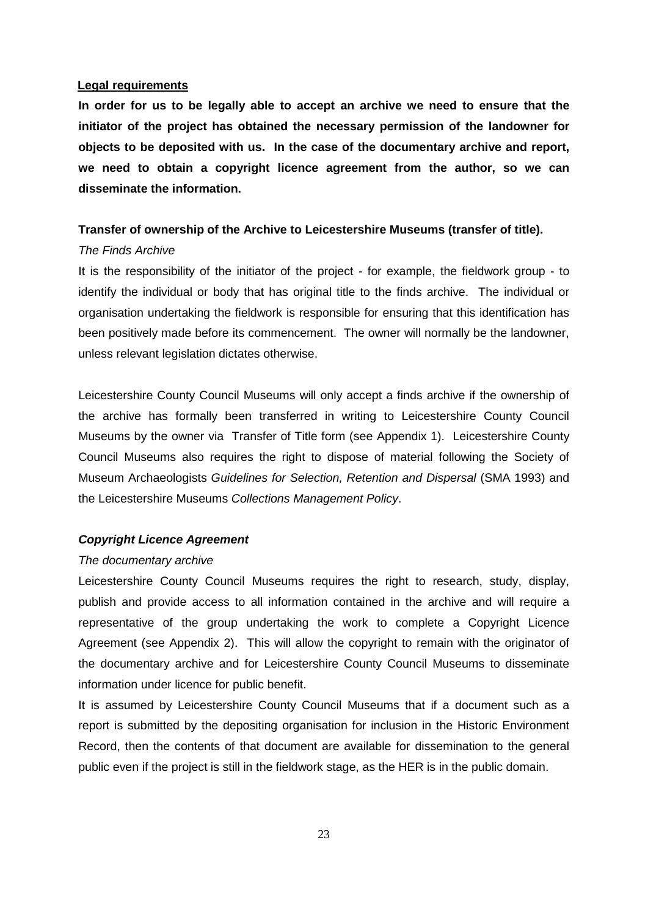**Legal requirements**

**In order for us to be legally able to accept an archive we need to ensure that the initiator of the project has obtained the necessary permission of the landowner for objects to be deposited with us. In the case of the documentary archive and report, we need to obtain a copyright licence agreement from the author, so we can disseminate the information.**

**Transfer of ownership of the Archive to Leicestershire Museums (transfer of title).**

*The Finds Archive*

It is the responsibility of the initiator of the project - for example, the fieldwork group - to identify the individual or body that has original title to the finds archive. The individual or organisation undertaking the fieldwork is responsible for ensuring that this identification has been positively made before its commencement. The owner will normally be the landowner, unless relevant legislation dictates otherwise.

Leicestershire County Council Museums will only accept a finds archive if the ownership of the archive has formally been transferred in writing to Leicestershire County Council Museums by the owner via Transfer of Title form (see Appendix 1). Leicestershire County Council Museums also requires the right to dispose of material following the Society of Museum Archaeologists *Guidelines for Selection, Retention and Dispersal* (SMA 1993) and the Leicestershire Museums *Collections Management Policy*.

***Copyright Licence Agreement***

*The documentary archive*

Leicestershire County Council Museums requires the right to research, study, display, publish and provide access to all information contained in the archive and will require a representative of the group undertaking the work to complete a Copyright Licence Agreement (see Appendix 2). This will allow the copyright to remain with the originator of the documentary archive and for Leicestershire County Council Museums to disseminate information under licence for public benefit.

It is assumed by Leicestershire County Council Museums that if a document such as a report is submitted by the depositing organisation for inclusion in the Historic Environment Record, then the contents of that document are available for dissemination to the general public even if the project is still in the fieldwork stage, as the HER is in the public domain.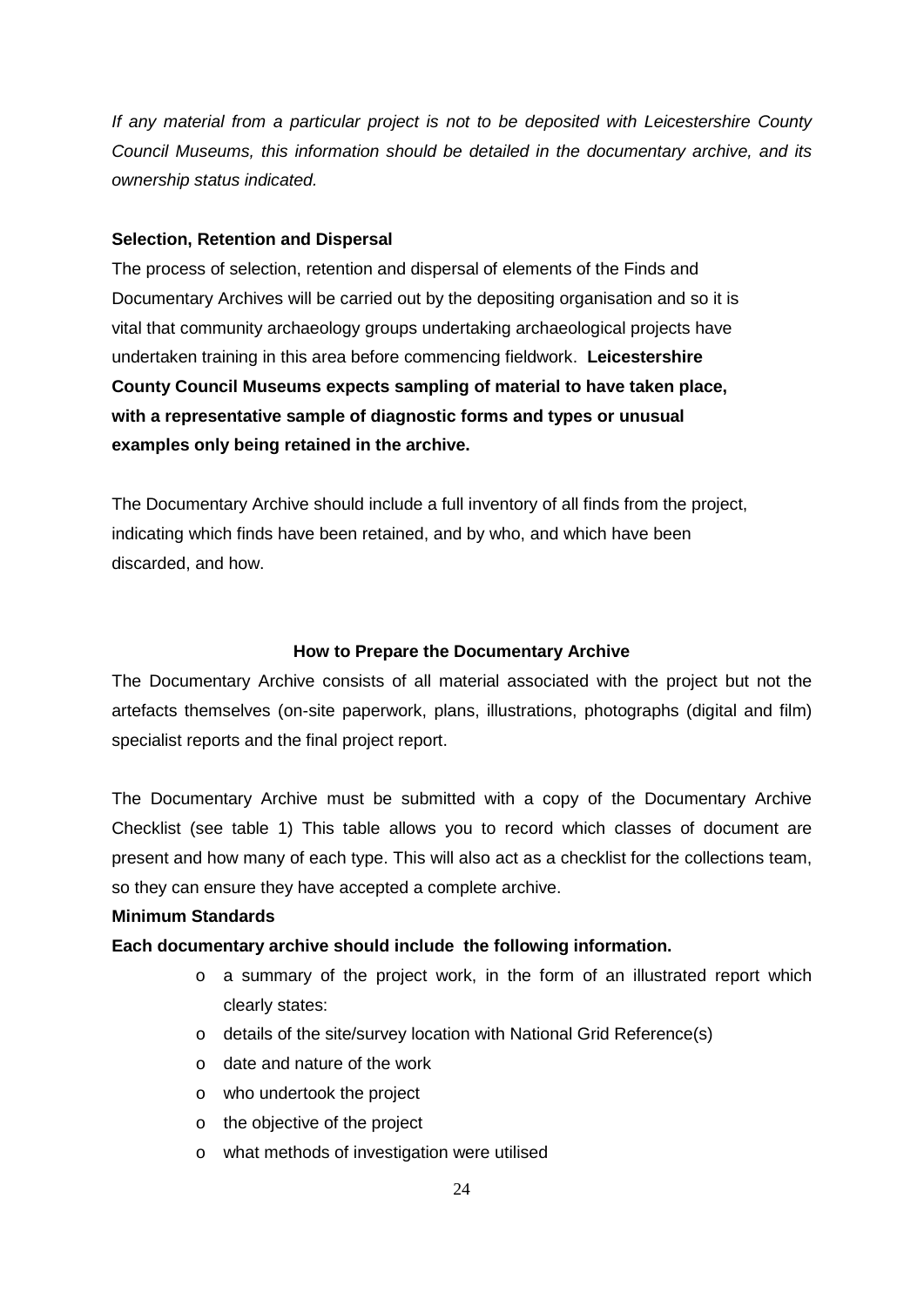*If any material from a particular project is not to be deposited with Leicestershire County Council Museums, this information should be detailed in the documentary archive, and its ownership status indicated.*

**Selection, Retention and Dispersal**

The process of selection, retention and dispersal of elements of the Finds and Documentary Archives will be carried out by the depositing organisation and so it is vital that community archaeology groups undertaking archaeological projects have undertaken training in this area before commencing fieldwork. **Leicestershire County Council Museums expects sampling of material to have taken place, with a representative sample of diagnostic forms and types or unusual examples only being retained in the archive.**

The Documentary Archive should include a full inventory of all finds from the project, indicating which finds have been retained, and by who, and which have been discarded, and how.

## How to Prepare the Documentary Archive

The Documentary Archive consists of all material associated with the project but not the artefacts themselves (on-site paperwork, plans, illustrations, photographs (digital and film) specialist reports and the final project report.

The Documentary Archive must be submitted with a copy of the Documentary Archive Checklist (see table 1) This table allows you to record which classes of document are present and how many of each type. This will also act as a checklist for the collections team, so they can ensure they have accepted a complete archive.

**Minimum Standards**

**Each documentary archive should include the following information.**

- a summary of the project work, in the form of an illustrated report which clearly states:
- details of the site/survey location with National Grid Reference(s)
- date and nature of the work
- who undertook the project
- the objective of the project
- what methods of investigation were utilised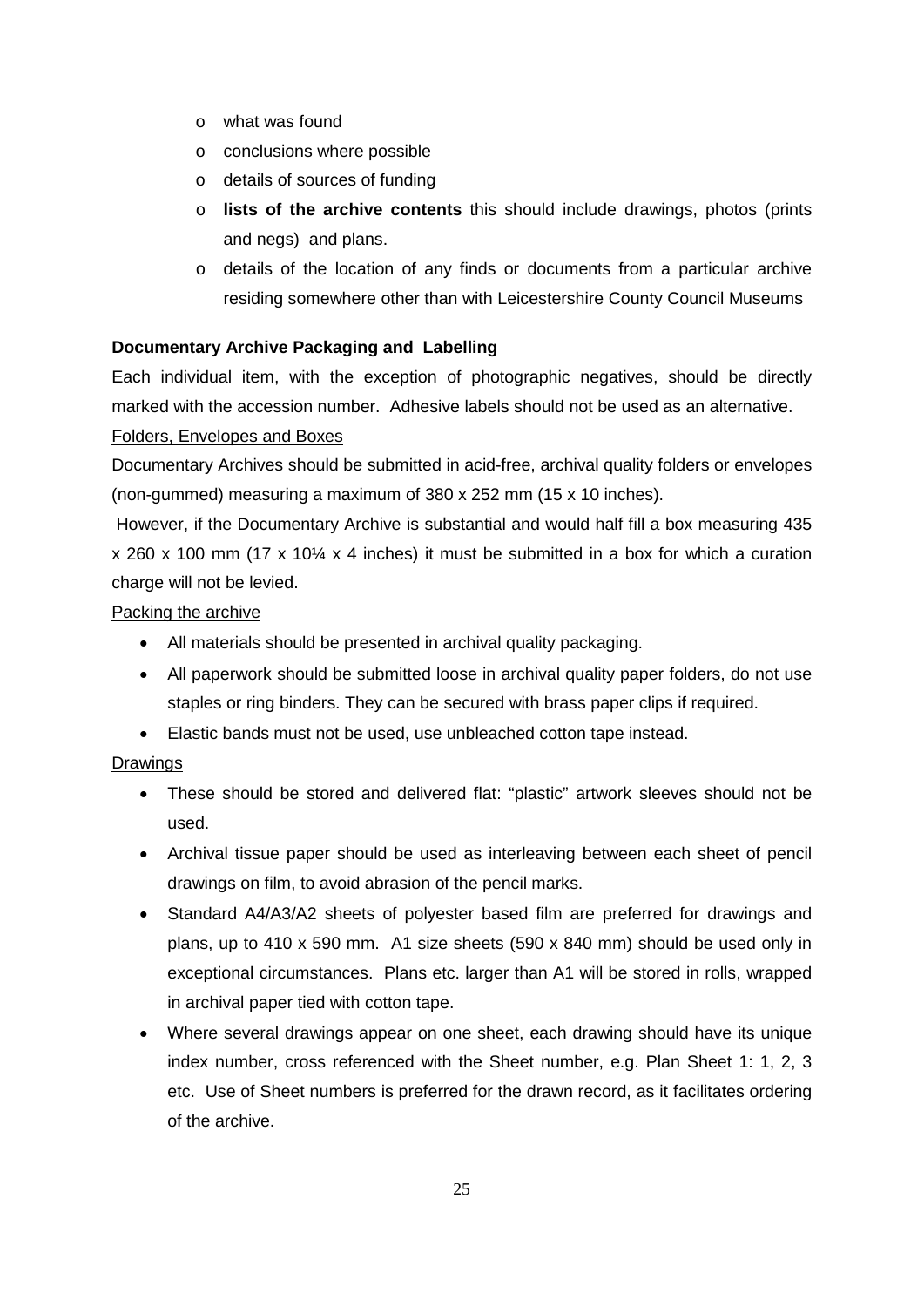- what was found
- conclusions where possible
- details of sources of funding
- **lists of the archive contents** this should include drawings, photos (prints and negs) and plans.
- details of the location of any finds or documents from a particular archive residing somewhere other than with Leicestershire County Council Museums

**Documentary Archive Packaging and Labelling**

Each individual item, with the exception of photographic negatives, should be directly marked with the accession number. Adhesive labels should not be used as an alternative.

Folders, Envelopes and Boxes

Documentary Archives should be submitted in acid-free, archival quality folders or envelopes (non-gummed) measuring a maximum of 380 x 252 mm (15 x 10 inches).

However, if the Documentary Archive is substantial and would half fill a box measuring 435 x 260 x 100 mm (17 x 10¼ x 4 inches) it must be submitted in a box for which a curation charge will not be levied.

Packing the archive

- All materials should be presented in archival quality packaging.
- All paperwork should be submitted loose in archival quality paper folders, do not use staples or ring binders. They can be secured with brass paper clips if required.
- Elastic bands must not be used, use unbleached cotton tape instead.

Drawings

- These should be stored and delivered flat: "plastic" artwork sleeves should not be used.
- Archival tissue paper should be used as interleaving between each sheet of pencil drawings on film, to avoid abrasion of the pencil marks.
- Standard A4/A3/A2 sheets of polyester based film are preferred for drawings and plans, up to 410 x 590 mm. A1 size sheets (590 x 840 mm) should be used only in exceptional circumstances. Plans etc. larger than A1 will be stored in rolls, wrapped in archival paper tied with cotton tape.
- Where several drawings appear on one sheet, each drawing should have its unique index number, cross referenced with the Sheet number, e.g. Plan Sheet 1: 1, 2, 3 etc. Use of Sheet numbers is preferred for the drawn record, as it facilitates ordering of the archive.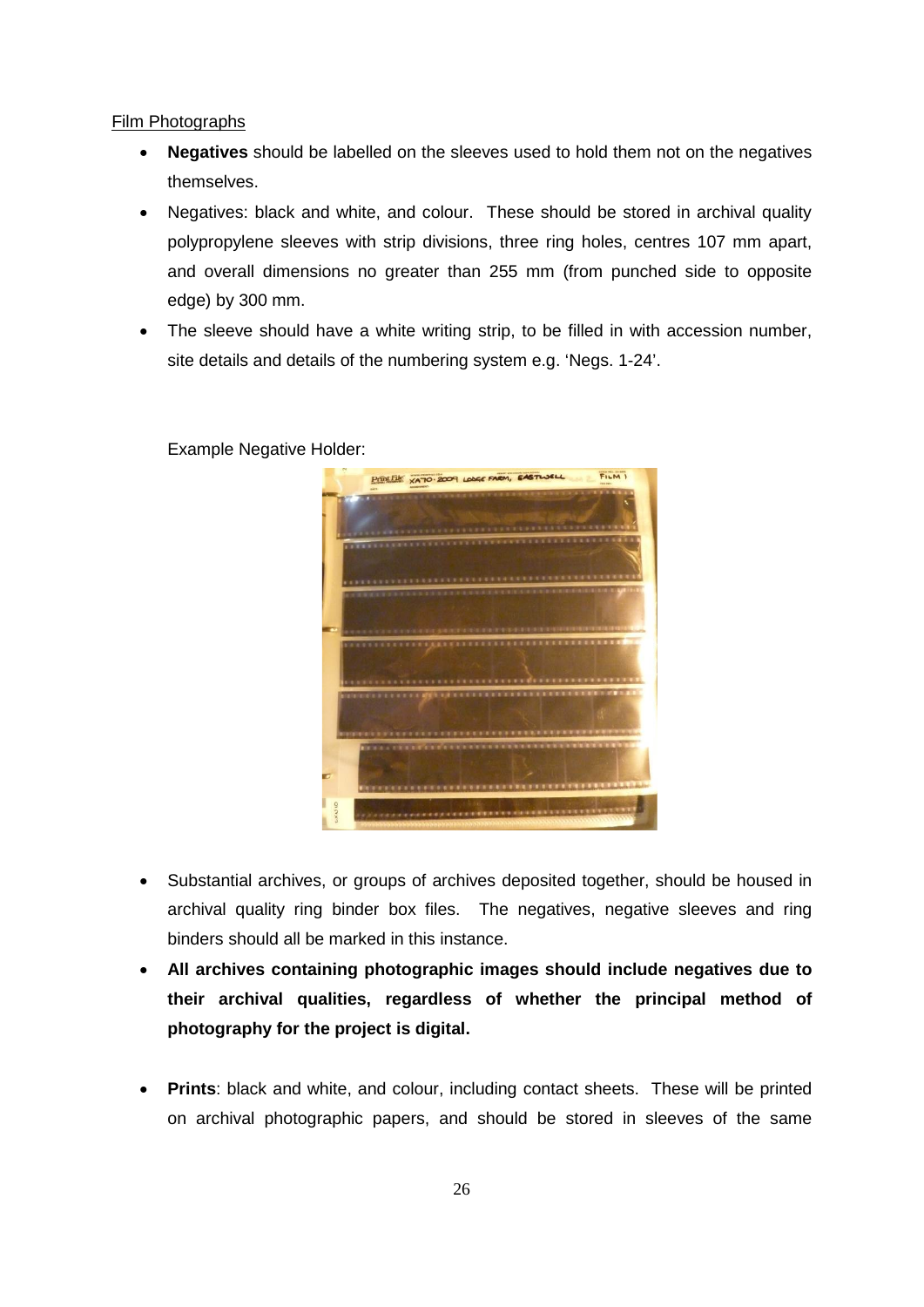Film Photographs

- **Negatives** should be labelled on the sleeves used to hold them not on the negatives themselves.
- Negatives: black and white, and colour. These should be stored in archival quality polypropylene sleeves with strip divisions, three ring holes, centres 107 mm apart, and overall dimensions no greater than 255 mm (from punched side to opposite edge) by 300 mm.
- The sleeve should have a white writing strip, to be filled in with accession number, site details and details of the numbering system e.g. 'Negs. 1-24'.

Example Negative Holder:

- Substantial archives, or groups of archives deposited together, should be housed in archival quality ring binder box files. The negatives, negative sleeves and ring binders should all be marked in this instance.
- **All archives containing photographic images should include negatives due to their archival qualities, regardless of whether the principal method of photography for the project is digital.**

- **Prints**: black and white, and colour, including contact sheets. These will be printed on archival photographic papers, and should be stored in sleeves of the same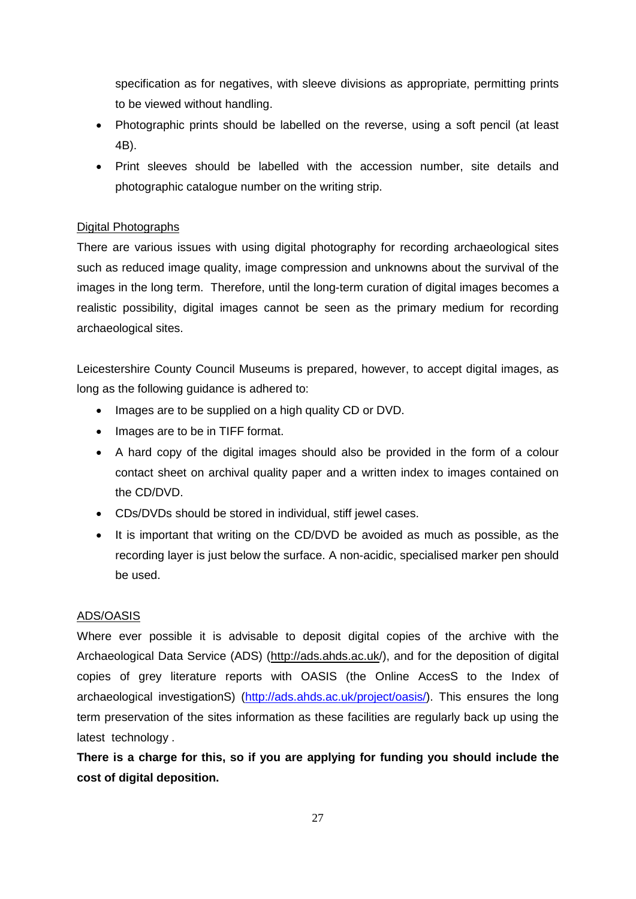specification as for negatives, with sleeve divisions as appropriate, permitting prints to be viewed without handling.

- Photographic prints should be labelled on the reverse, using a soft pencil (at least 4B).
- Print sleeves should be labelled with the accession number, site details and photographic catalogue number on the writing strip.

Digital Photographs

There are various issues with using digital photography for recording archaeological sites such as reduced image quality, image compression and unknowns about the survival of the images in the long term. Therefore, until the long-term curation of digital images becomes a realistic possibility, digital images cannot be seen as the primary medium for recording archaeological sites.

Leicestershire County Council Museums is prepared, however, to accept digital images, as long as the following guidance is adhered to:

- Images are to be supplied on a high quality CD or DVD.
- Images are to be in TIFF format.
- A hard copy of the digital images should also be provided in the form of a colour contact sheet on archival quality paper and a written index to images contained on the CD/DVD.
- CDs/DVDs should be stored in individual, stiff jewel cases.
- It is important that writing on the CD/DVD be avoided as much as possible, as the recording layer is just below the surface. A non-acidic, specialised marker pen should be used.

ADS/OASIS

Where ever possible it is advisable to deposit digital copies of the archive with the Archaeological Data Service (ADS) (http://ads.ahds.ac.uk/), and for the deposition of digital copies of grey literature reports with OASIS (the Online AccesS to the Index of archaeological investigationS) (http://ads.ahds.ac.uk/project/oasis/). This ensures the long term preservation of the sites information as these facilities are regularly back up using the latest technology .

**There is a charge for this, so if you are applying for funding you should include the cost of digital deposition.**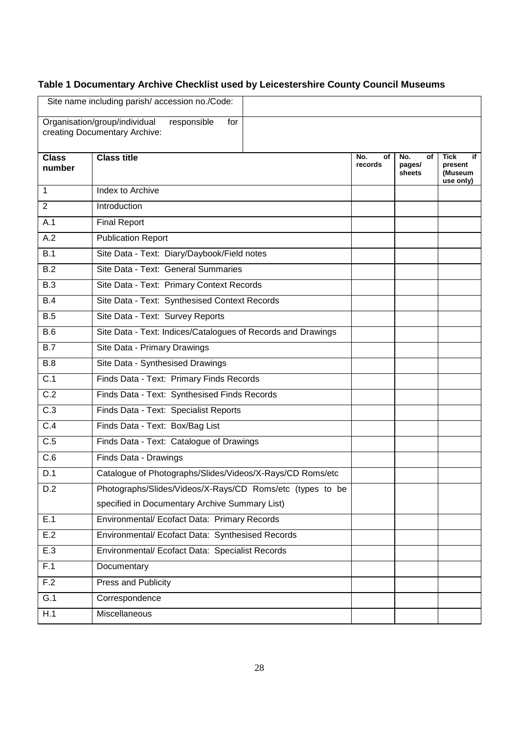**Table 1 Documentary Archive Checklist used by Leicestershire County Council Museums**

| Site name including parish/ accession no./Code: | | | | |
|---|---|---|---|---|
| Organisation/group/individual responsible for creating Documentary Archive: | | | | |
| **Class number** | **Class title** | **No. of records** | **No. of pages/ sheets** | **Tick if present (Museum use only)** |
| 1 | Index to Archive | | | |
| 2 | Introduction | | | |
| A.1 | Final Report | | | |
| A.2 | Publication Report | | | |
| B.1 | Site Data - Text: Diary/Daybook/Field notes | | | |
| B.2 | Site Data - Text: General Summaries | | | |
| B.3 | Site Data - Text: Primary Context Records | | | |
| B.4 | Site Data - Text: Synthesised Context Records | | | |
| B.5 | Site Data - Text: Survey Reports | | | |
| B.6 | Site Data - Text: Indices/Catalogues of Records and Drawings | | | |
| B.7 | Site Data - Primary Drawings | | | |
| B.8 | Site Data - Synthesised Drawings | | | |
| C.1 | Finds Data - Text: Primary Finds Records | | | |
| C.2 | Finds Data - Text: Synthesised Finds Records | | | |
| C.3 | Finds Data - Text: Specialist Reports | | | |
| C.4 | Finds Data - Text: Box/Bag List | | | |
| C.5 | Finds Data - Text: Catalogue of Drawings | | | |
| C.6 | Finds Data - Drawings | | | |
| D.1 | Catalogue of Photographs/Slides/Videos/X-Rays/CD Roms/etc | | | |
| D.2 | Photographs/Slides/Videos/X-Rays/CD Roms/etc (types to be specified in Documentary Archive Summary List) | | | |
| E.1 | Environmental/ Ecofact Data: Primary Records | | | |
| E.2 | Environmental/ Ecofact Data: Synthesised Records | | | |
| E.3 | Environmental/ Ecofact Data: Specialist Records | | | |
| F.1 | Documentary | | | |
| F.2 | Press and Publicity | | | |
| G.1 | Correspondence | | | |
| H.1 | Miscellaneous | | | |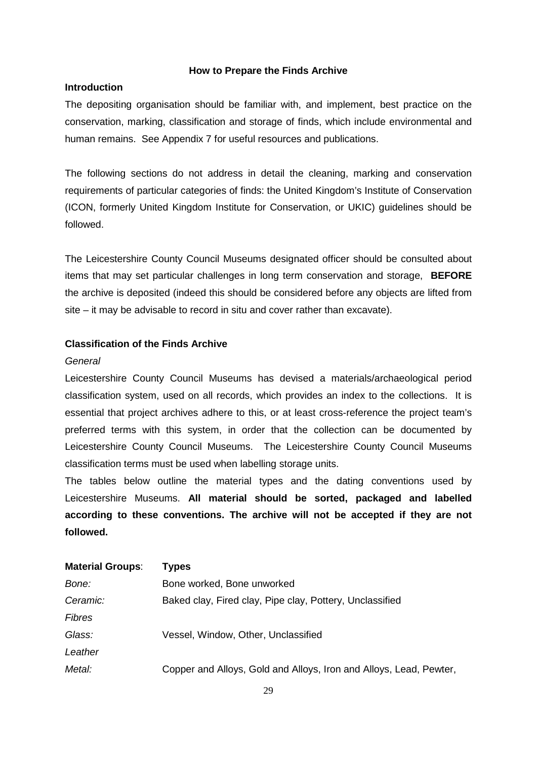## How to Prepare the Finds Archive

### Introduction

The depositing organisation should be familiar with, and implement, best practice on the conservation, marking, classification and storage of finds, which include environmental and human remains. See Appendix 7 for useful resources and publications.

The following sections do not address in detail the cleaning, marking and conservation requirements of particular categories of finds: the United Kingdom's Institute of Conservation (ICON, formerly United Kingdom Institute for Conservation, or UKIC) guidelines should be followed.

The Leicestershire County Council Museums designated officer should be consulted about items that may set particular challenges in long term conservation and storage, **BEFORE** the archive is deposited (indeed this should be considered before any objects are lifted from site – it may be advisable to record in situ and cover rather than excavate).

### Classification of the Finds Archive

*General*

Leicestershire County Council Museums has devised a materials/archaeological period classification system, used on all records, which provides an index to the collections. It is essential that project archives adhere to this, or at least cross-reference the project team's preferred terms with this system, in order that the collection can be documented by Leicestershire County Council Museums. The Leicestershire County Council Museums classification terms must be used when labelling storage units.

The tables below outline the material types and the dating conventions used by Leicestershire Museums. **All material should be sorted, packaged and labelled according to these conventions. The archive will not be accepted if they are not followed.**

| **Material Groups**: | **Types** |
|---|---|
| *Bone:* | Bone worked, Bone unworked |
| *Ceramic:* | Baked clay, Fired clay, Pipe clay, Pottery, Unclassified |
| *Fibres* | |
| *Glass:* | Vessel, Window, Other, Unclassified |
| *Leather* | |
| *Metal:* | Copper and Alloys, Gold and Alloys, Iron and Alloys, Lead, Pewter, |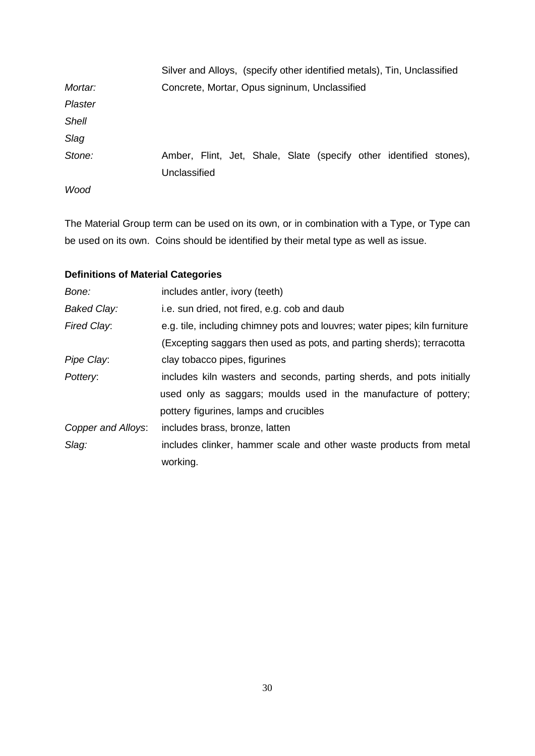Silver and Alloys, (specify other identified metals), Tin, Unclassified

*Mortar:* Concrete, Mortar, Opus signinum, Unclassified

*Plaster*

*Shell*

*Slag*

*Stone:* Amber, Flint, Jet, Shale, Slate (specify other identified stones), Unclassified

*Wood*

The Material Group term can be used on its own, or in combination with a Type, or Type can be used on its own. Coins should be identified by their metal type as well as issue.

**Definitions of Material Categories**

*Bone:* includes antler, ivory (teeth)

*Baked Clay:* i.e. sun dried, not fired, e.g. cob and daub

*Fired Clay*: e.g. tile, including chimney pots and louvres; water pipes; kiln furniture (Excepting saggars then used as pots, and parting sherds); terracotta

*Pipe Clay*: clay tobacco pipes, figurines

*Pottery*: includes kiln wasters and seconds, parting sherds, and pots initially used only as saggars; moulds used in the manufacture of pottery; pottery figurines, lamps and crucibles

*Copper and Alloys*: includes brass, bronze, latten

*Slag:* includes clinker, hammer scale and other waste products from metal working.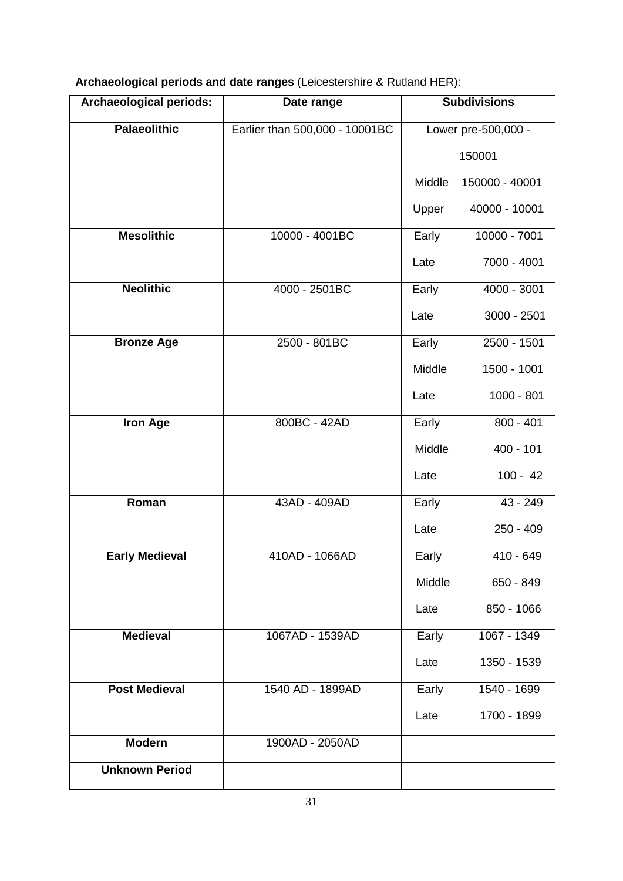**Archaeological periods and date ranges** (Leicestershire & Rutland HER):

| Archaeological periods: | Date range | Subdivisions |
|---|---|---|
| **Palaeolithic** | Earlier than 500,000 - 10001BC | Lower pre-500,000 - 150001<br>Middle 150000 - 40001<br>Upper 40000 - 10001 |
| **Mesolithic** | 10000 - 4001BC | Early 10000 - 7001<br>Late 7000 - 4001 |
| **Neolithic** | 4000 - 2501BC | Early 4000 - 3001<br>Late 3000 - 2501 |
| **Bronze Age** | 2500 - 801BC | Early 2500 - 1501<br>Middle 1500 - 1001<br>Late 1000 - 801 |
| **Iron Age** | 800BC - 42AD | Early 800 - 401<br>Middle 400 - 101<br>Late 100 - 42 |
| **Roman** | 43AD - 409AD | Early 43 - 249<br>Late 250 - 409 |
| **Early Medieval** | 410AD - 1066AD | Early 410 - 649<br>Middle 650 - 849<br>Late 850 - 1066 |
| **Medieval** | 1067AD - 1539AD | Early 1067 - 1349<br>Late 1350 - 1539 |
| **Post Medieval** | 1540 AD - 1899AD | Early 1540 - 1699<br>Late 1700 - 1899 |
| **Modern** | 1900AD - 2050AD | |
| **Unknown Period** | | |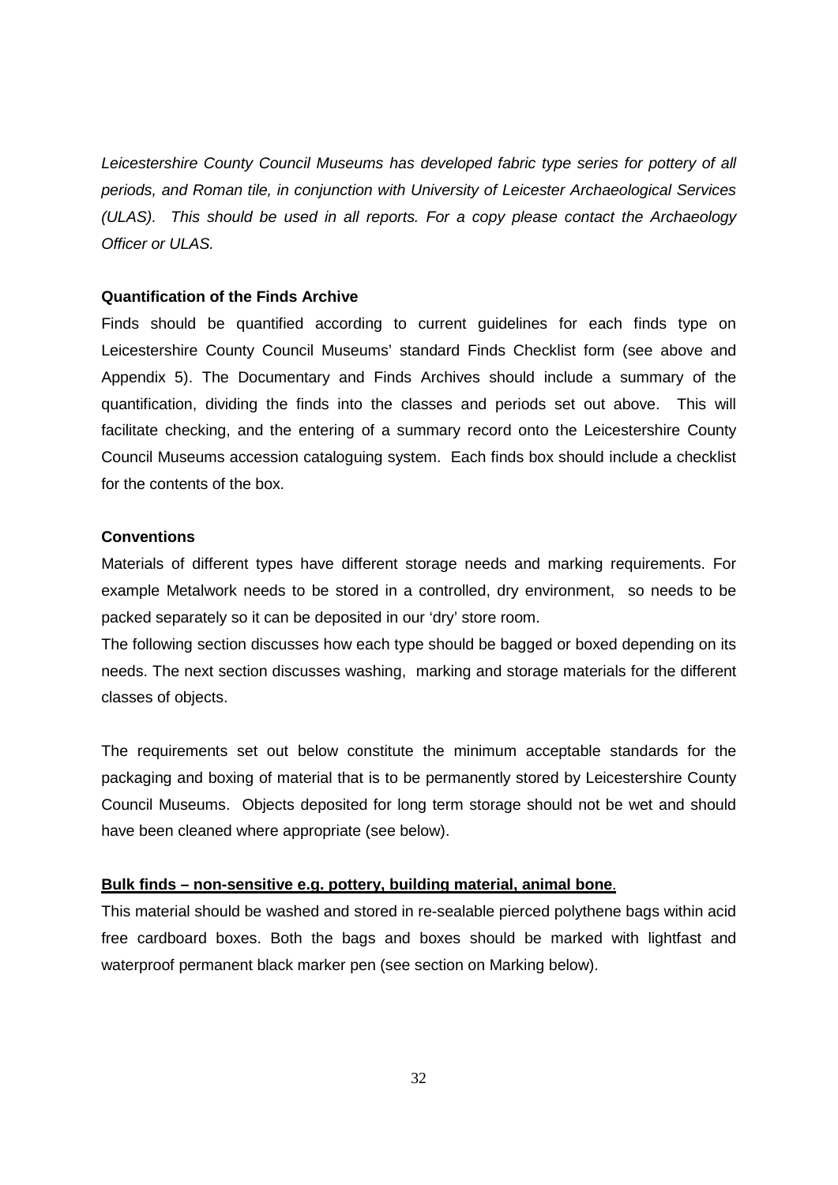*Leicestershire County Council Museums has developed fabric type series for pottery of all periods, and Roman tile, in conjunction with University of Leicester Archaeological Services (ULAS). This should be used in all reports. For a copy please contact the Archaeology Officer or ULAS.*

**Quantification of the Finds Archive**

Finds should be quantified according to current guidelines for each finds type on Leicestershire County Council Museums' standard Finds Checklist form (see above and Appendix 5). The Documentary and Finds Archives should include a summary of the quantification, dividing the finds into the classes and periods set out above. This will facilitate checking, and the entering of a summary record onto the Leicestershire County Council Museums accession cataloguing system. Each finds box should include a checklist for the contents of the box.

**Conventions**

Materials of different types have different storage needs and marking requirements. For example Metalwork needs to be stored in a controlled, dry environment, so needs to be packed separately so it can be deposited in our 'dry' store room.

The following section discusses how each type should be bagged or boxed depending on its needs. The next section discusses washing, marking and storage materials for the different classes of objects.

The requirements set out below constitute the minimum acceptable standards for the packaging and boxing of material that is to be permanently stored by Leicestershire County Council Museums. Objects deposited for long term storage should not be wet and should have been cleaned where appropriate (see below).

**<u>Bulk finds – non-sensitive e.g. pottery, building material, animal bone</u>.**

This material should be washed and stored in re-sealable pierced polythene bags within acid free cardboard boxes. Both the bags and boxes should be marked with lightfast and waterproof permanent black marker pen (see section on Marking below).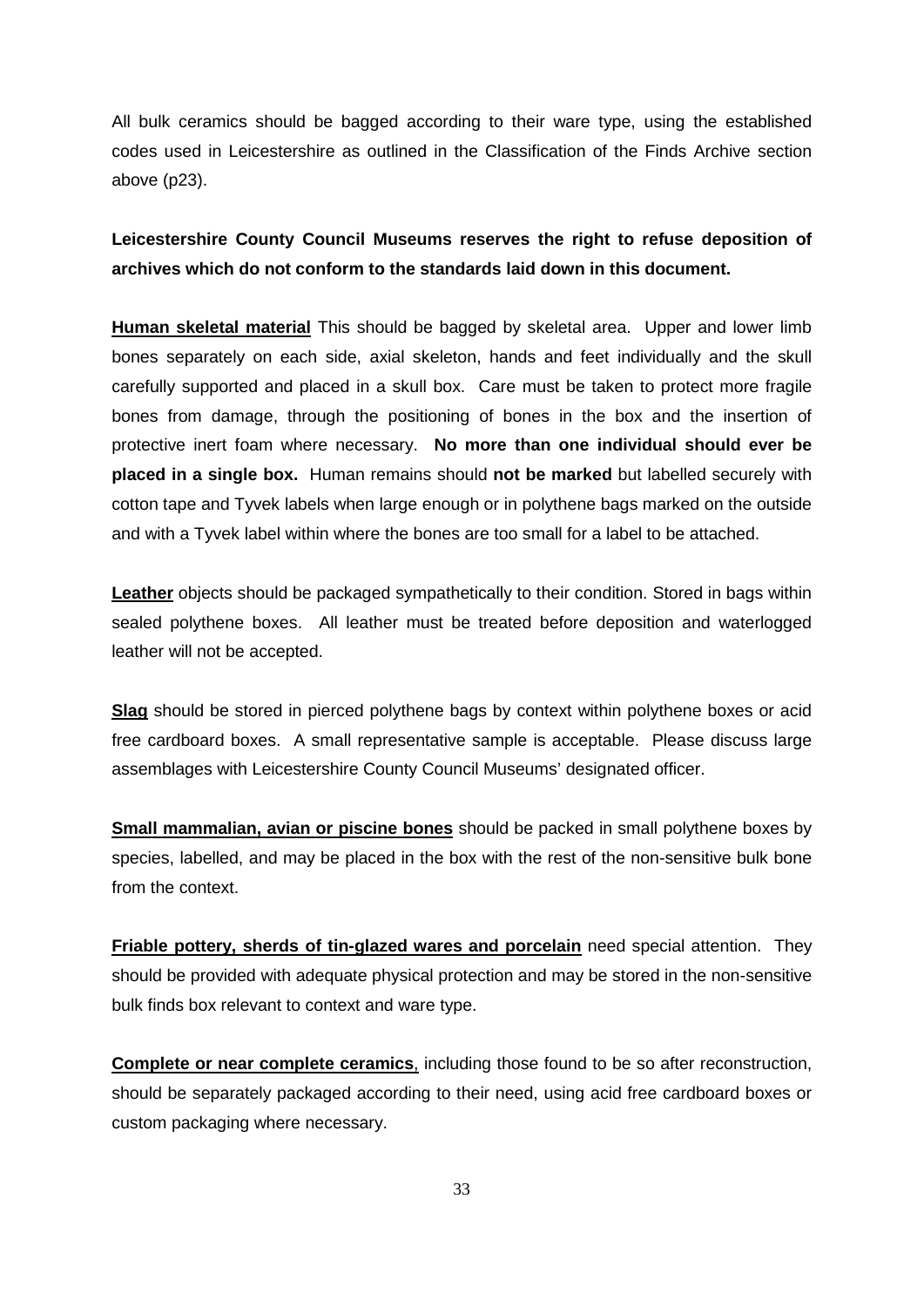All bulk ceramics should be bagged according to their ware type, using the established codes used in Leicestershire as outlined in the Classification of the Finds Archive section above (p23).

**Leicestershire County Council Museums reserves the right to refuse deposition of archives which do not conform to the standards laid down in this document.**

**Human skeletal material** This should be bagged by skeletal area. Upper and lower limb bones separately on each side, axial skeleton, hands and feet individually and the skull carefully supported and placed in a skull box. Care must be taken to protect more fragile bones from damage, through the positioning of bones in the box and the insertion of protective inert foam where necessary. **No more than one individual should ever be placed in a single box.** Human remains should **not be marked** but labelled securely with cotton tape and Tyvek labels when large enough or in polythene bags marked on the outside and with a Tyvek label within where the bones are too small for a label to be attached.

**Leather** objects should be packaged sympathetically to their condition. Stored in bags within sealed polythene boxes. All leather must be treated before deposition and waterlogged leather will not be accepted.

**Slag** should be stored in pierced polythene bags by context within polythene boxes or acid free cardboard boxes. A small representative sample is acceptable. Please discuss large assemblages with Leicestershire County Council Museums' designated officer.

**Small mammalian, avian or piscine bones** should be packed in small polythene boxes by species, labelled, and may be placed in the box with the rest of the non-sensitive bulk bone from the context.

**Friable pottery, sherds of tin-glazed wares and porcelain** need special attention. They should be provided with adequate physical protection and may be stored in the non-sensitive bulk finds box relevant to context and ware type.

**Complete or near complete ceramics**, including those found to be so after reconstruction, should be separately packaged according to their need, using acid free cardboard boxes or custom packaging where necessary.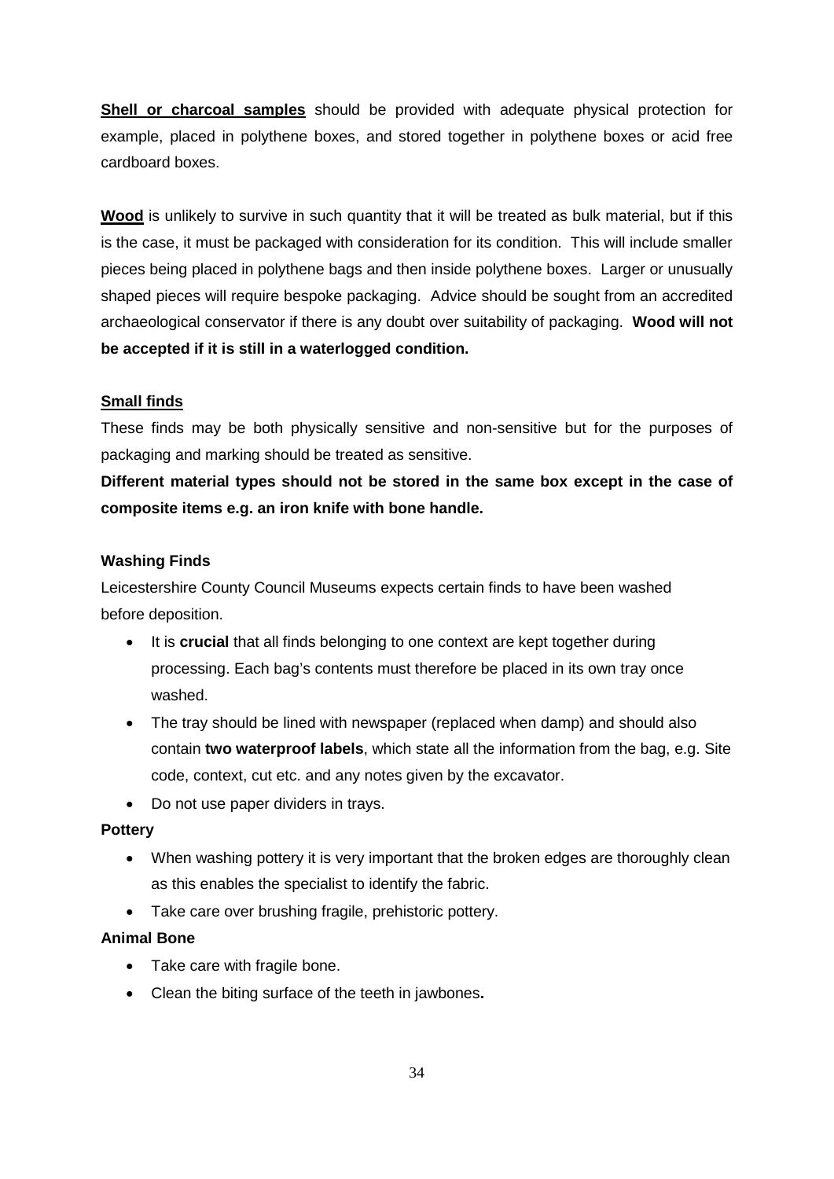**Shell or charcoal samples** should be provided with adequate physical protection for example, placed in polythene boxes, and stored together in polythene boxes or acid free cardboard boxes.

**Wood** is unlikely to survive in such quantity that it will be treated as bulk material, but if this is the case, it must be packaged with consideration for its condition. This will include smaller pieces being placed in polythene bags and then inside polythene boxes. Larger or unusually shaped pieces will require bespoke packaging. Advice should be sought from an accredited archaeological conservator if there is any doubt over suitability of packaging. **Wood will not be accepted if it is still in a waterlogged condition.**

**Small finds**

These finds may be both physically sensitive and non-sensitive but for the purposes of packaging and marking should be treated as sensitive.

**Different material types should not be stored in the same box except in the case of composite items e.g. an iron knife with bone handle.**

**Washing Finds**

Leicestershire County Council Museums expects certain finds to have been washed before deposition.

- It is **crucial** that all finds belonging to one context are kept together during processing. Each bag's contents must therefore be placed in its own tray once washed.
- The tray should be lined with newspaper (replaced when damp) and should also contain **two waterproof labels**, which state all the information from the bag, e.g. Site code, context, cut etc. and any notes given by the excavator.
- Do not use paper dividers in trays.

**Pottery**

- When washing pottery it is very important that the broken edges are thoroughly clean as this enables the specialist to identify the fabric.
- Take care over brushing fragile, prehistoric pottery.

**Animal Bone**

- Take care with fragile bone.
- Clean the biting surface of the teeth in jawbones.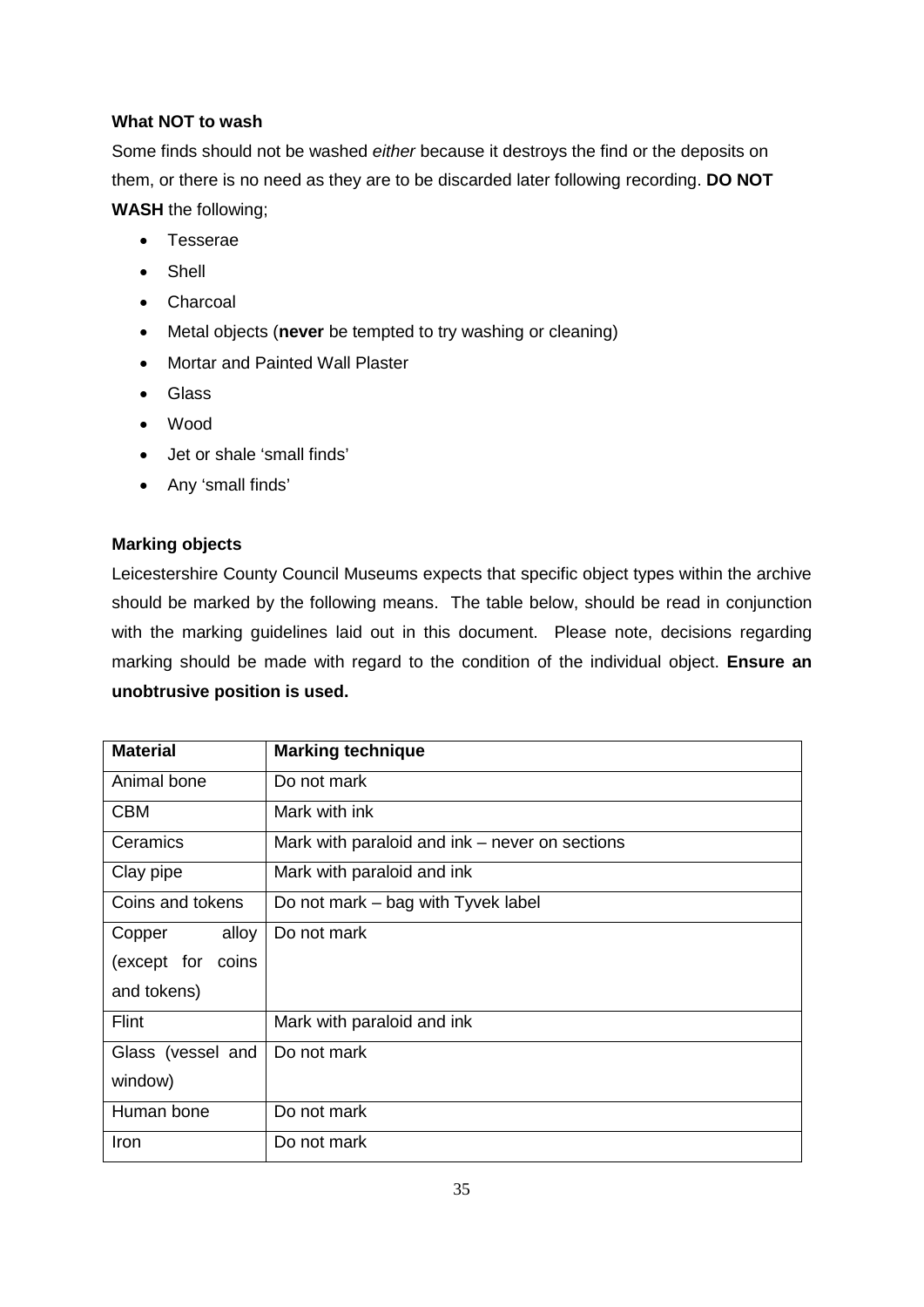**What NOT to wash**

Some finds should not be washed *either* because it destroys the find or the deposits on them, or there is no need as they are to be discarded later following recording. **DO NOT WASH** the following;

- Tesserae
- Shell
- Charcoal
- Metal objects (**never** be tempted to try washing or cleaning)
- Mortar and Painted Wall Plaster
- Glass
- Wood
- Jet or shale 'small finds'
- Any 'small finds'

**Marking objects**

Leicestershire County Council Museums expects that specific object types within the archive should be marked by the following means. The table below, should be read in conjunction with the marking guidelines laid out in this document. Please note, decisions regarding marking should be made with regard to the condition of the individual object. **Ensure an unobtrusive position is used.**

| **Material** | **Marking technique** |
|---|---|
| Animal bone | Do not mark |
| CBM | Mark with ink |
| Ceramics | Mark with paraloid and ink – never on sections |
| Clay pipe | Mark with paraloid and ink |
| Coins and tokens | Do not mark – bag with Tyvek label |
| Copper alloy (except for coins and tokens) | Do not mark |
| Flint | Mark with paraloid and ink |
| Glass (vessel and window) | Do not mark |
| Human bone | Do not mark |
| Iron | Do not mark |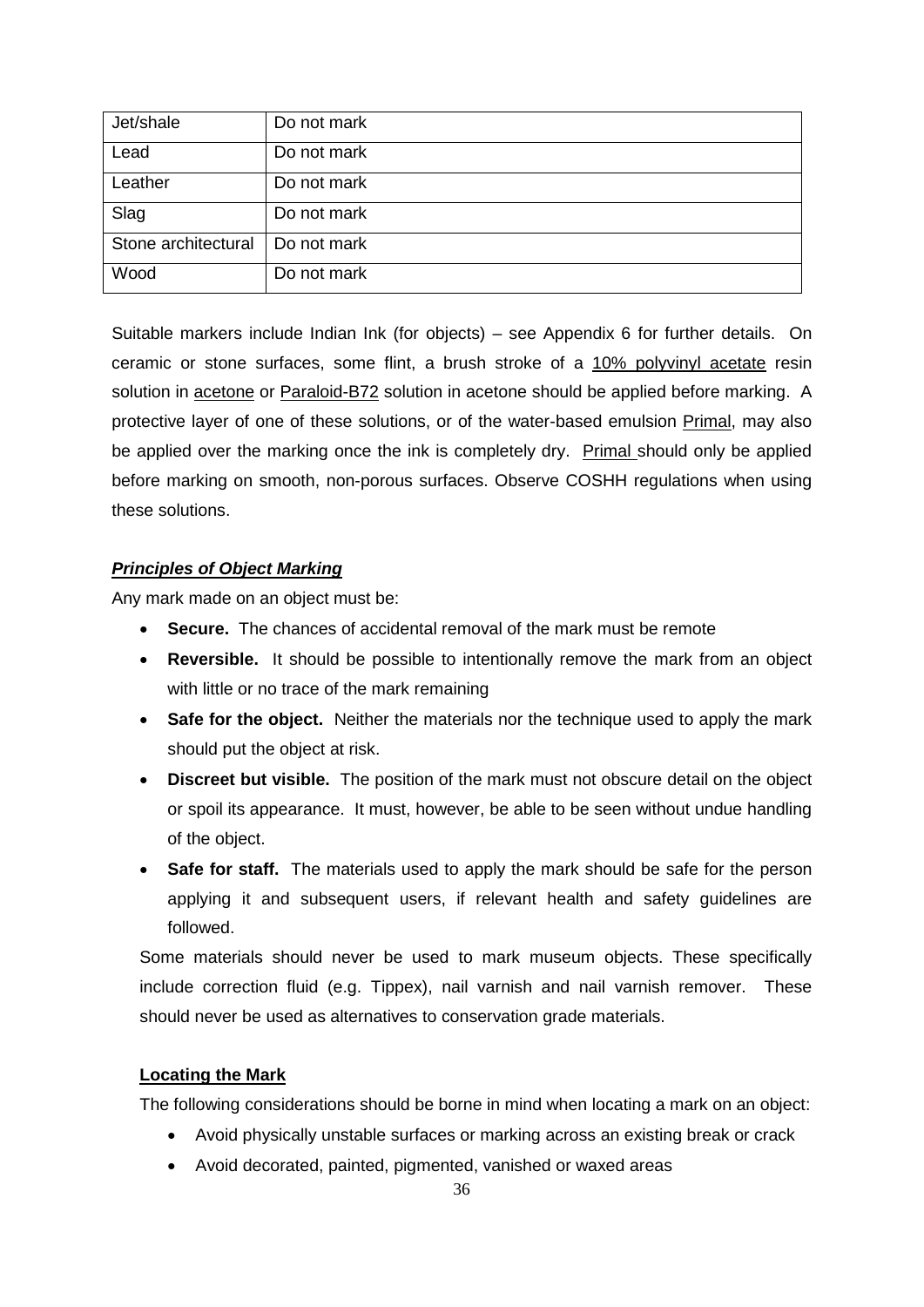| Jet/shale | Do not mark |
|---|---|
| Lead | Do not mark |
| Leather | Do not mark |
| Slag | Do not mark |
| Stone architectural | Do not mark |
| Wood | Do not mark |

Suitable markers include Indian Ink (for objects) – see Appendix 6 for further details. On ceramic or stone surfaces, some flint, a brush stroke of a 10% polyvinyl acetate resin solution in acetone or Paraloid-B72 solution in acetone should be applied before marking. A protective layer of one of these solutions, or of the water-based emulsion Primal, may also be applied over the marking once the ink is completely dry. Primal should only be applied before marking on smooth, non-porous surfaces. Observe COSHH regulations when using these solutions.

***Principles of Object Marking***

Any mark made on an object must be:

- **Secure.** The chances of accidental removal of the mark must be remote
- **Reversible.** It should be possible to intentionally remove the mark from an object with little or no trace of the mark remaining
- **Safe for the object.** Neither the materials nor the technique used to apply the mark should put the object at risk.
- **Discreet but visible.** The position of the mark must not obscure detail on the object or spoil its appearance. It must, however, be able to be seen without undue handling of the object.
- **Safe for staff.** The materials used to apply the mark should be safe for the person applying it and subsequent users, if relevant health and safety guidelines are followed.

Some materials should never be used to mark museum objects. These specifically include correction fluid (e.g. Tippex), nail varnish and nail varnish remover. These should never be used as alternatives to conservation grade materials.

**Locating the Mark**

The following considerations should be borne in mind when locating a mark on an object:

- Avoid physically unstable surfaces or marking across an existing break or crack
- Avoid decorated, painted, pigmented, vanished or waxed areas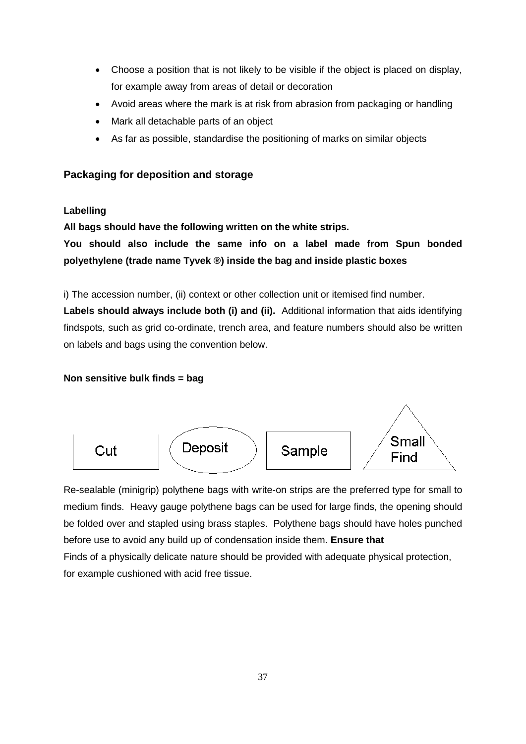- Choose a position that is not likely to be visible if the object is placed on display, for example away from areas of detail or decoration
- Avoid areas where the mark is at risk from abrasion from packaging or handling
- Mark all detachable parts of an object
- As far as possible, standardise the positioning of marks on similar objects

## Packaging for deposition and storage

### Labelling

**All bags should have the following written on the white strips.**

**You should also include the same info on a label made from Spun bonded polyethylene (trade name Tyvek ®) inside the bag and inside plastic boxes**

i) The accession number, (ii) context or other collection unit or itemised find number.

**Labels should always include both (i) and (ii).** Additional information that aids identifying findspots, such as grid co-ordinate, trench area, and feature numbers should also be written on labels and bags using the convention below.

**Non sensitive bulk finds = bag**

Cut    Deposit    Sample    Small Find

Re-sealable (minigrip) polythene bags with write-on strips are the preferred type for small to medium finds. Heavy gauge polythene bags can be used for large finds, the opening should be folded over and stapled using brass staples. Polythene bags should have holes punched before use to avoid any build up of condensation inside them. **Ensure that**

Finds of a physically delicate nature should be provided with adequate physical protection, for example cushioned with acid free tissue.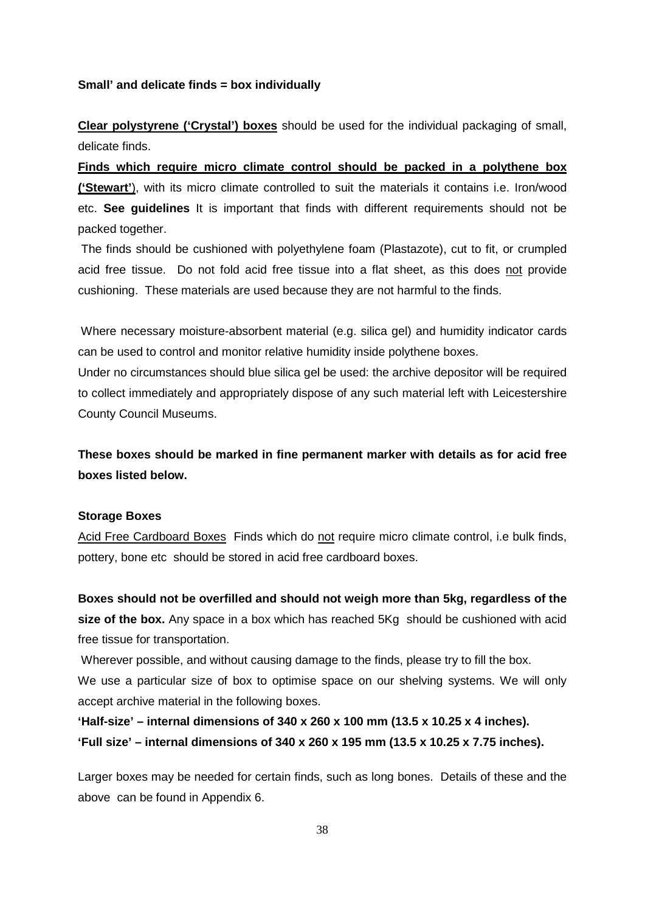**Small' and delicate finds = box individually**

**Clear polystyrene ('Crystal') boxes** should be used for the individual packaging of small, delicate finds.

**Finds which require micro climate control should be packed in a polythene box ('Stewart')**, with its micro climate controlled to suit the materials it contains i.e. Iron/wood etc. **See guidelines** It is important that finds with different requirements should not be packed together.

The finds should be cushioned with polyethylene foam (Plastazote), cut to fit, or crumpled acid free tissue. Do not fold acid free tissue into a flat sheet, as this does not provide cushioning. These materials are used because they are not harmful to the finds.

Where necessary moisture-absorbent material (e.g. silica gel) and humidity indicator cards can be used to control and monitor relative humidity inside polythene boxes.

Under no circumstances should blue silica gel be used: the archive depositor will be required to collect immediately and appropriately dispose of any such material left with Leicestershire County Council Museums.

**These boxes should be marked in fine permanent marker with details as for acid free boxes listed below.**

**Storage Boxes**

Acid Free Cardboard Boxes Finds which do not require micro climate control, i.e bulk finds, pottery, bone etc should be stored in acid free cardboard boxes.

**Boxes should not be overfilled and should not weigh more than 5kg, regardless of the size of the box.** Any space in a box which has reached 5Kg should be cushioned with acid free tissue for transportation.

Wherever possible, and without causing damage to the finds, please try to fill the box.

We use a particular size of box to optimise space on our shelving systems. We will only accept archive material in the following boxes.

**'Half-size' – internal dimensions of 340 x 260 x 100 mm (13.5 x 10.25 x 4 inches).**

**'Full size' – internal dimensions of 340 x 260 x 195 mm (13.5 x 10.25 x 7.75 inches).**

Larger boxes may be needed for certain finds, such as long bones. Details of these and the above can be found in Appendix 6.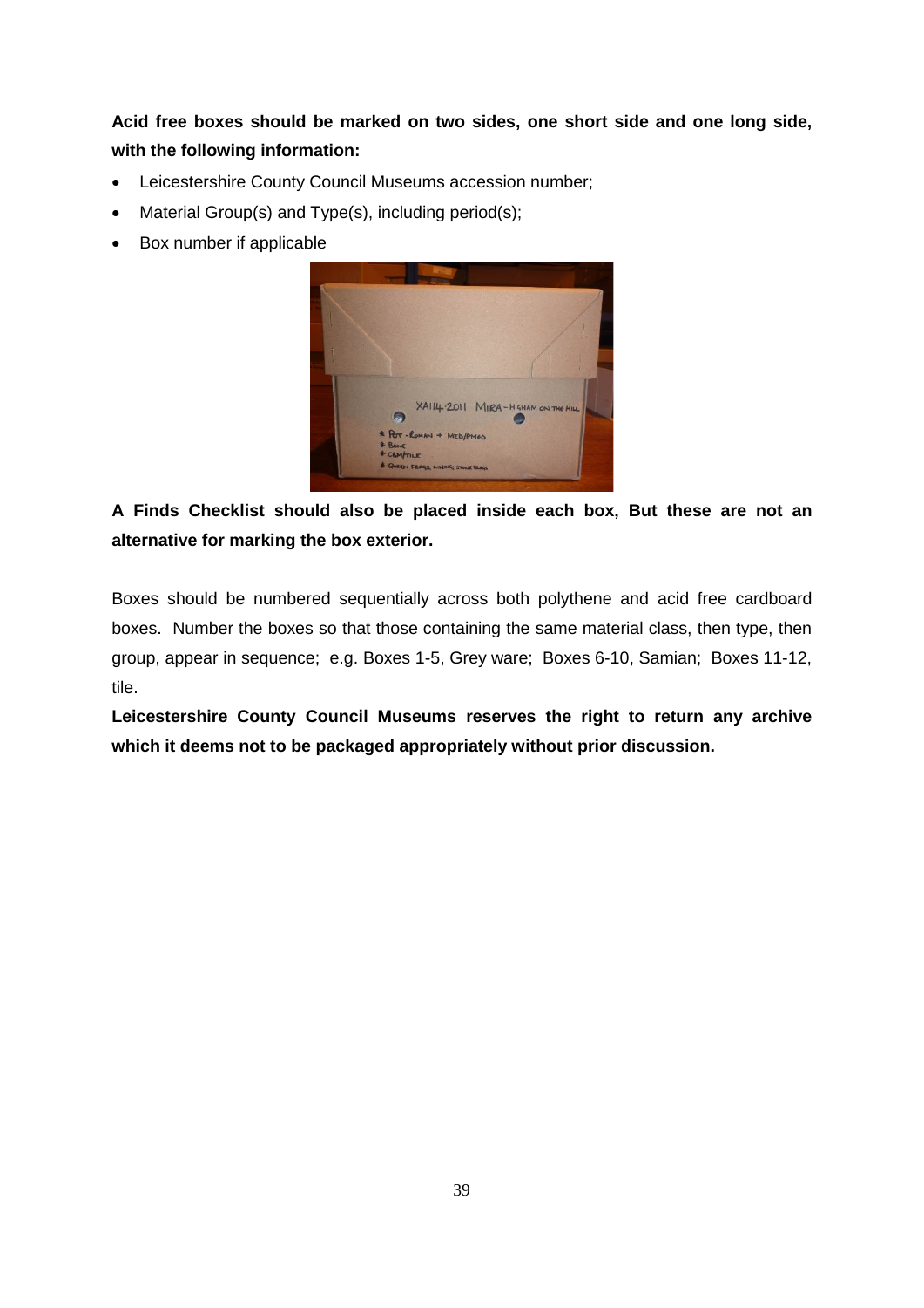**Acid free boxes should be marked on two sides, one short side and one long side, with the following information:**

- Leicestershire County Council Museums accession number;
- Material Group(s) and Type(s), including period(s);
- Box number if applicable

**A Finds Checklist should also be placed inside each box, But these are not an alternative for marking the box exterior.**

Boxes should be numbered sequentially across both polythene and acid free cardboard boxes. Number the boxes so that those containing the same material class, then type, then group, appear in sequence; e.g. Boxes 1-5, Grey ware; Boxes 6-10, Samian; Boxes 11-12, tile.

**Leicestershire County Council Museums reserves the right to return any archive which it deems not to be packaged appropriately without prior discussion.**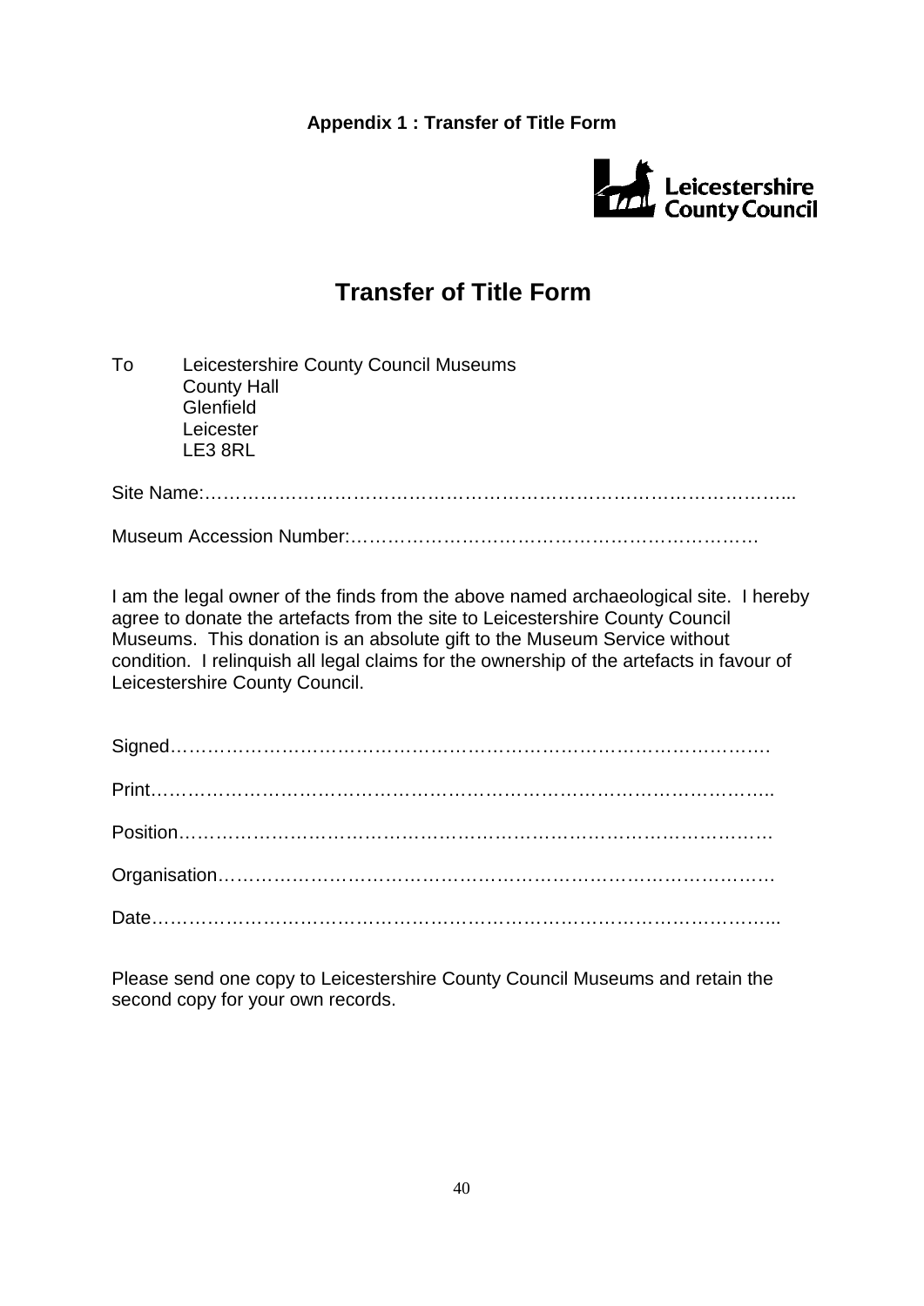**Appendix 1 : Transfer of Title Form**

Leicestershire County Council

# Transfer of Title Form

To Leicestershire County Council Museums
County Hall
Glenfield
Leicester
LE3 8RL

Site Name:…………………………………………………………………………………...

Museum Accession Number:………………………………………………………

I am the legal owner of the finds from the above named archaeological site. I hereby agree to donate the artefacts from the site to Leicestershire County Council Museums. This donation is an absolute gift to the Museum Service without condition. I relinquish all legal claims for the ownership of the artefacts in favour of Leicestershire County Council.

Signed……………………………………………………………………………….

Print…………………………………………………………………………………..

Position……………………………………………………………………………….

Organisation………………………………………………………………………….

Date…………………………………………………………………………………...

Please send one copy to Leicestershire County Council Museums and retain the second copy for your own records.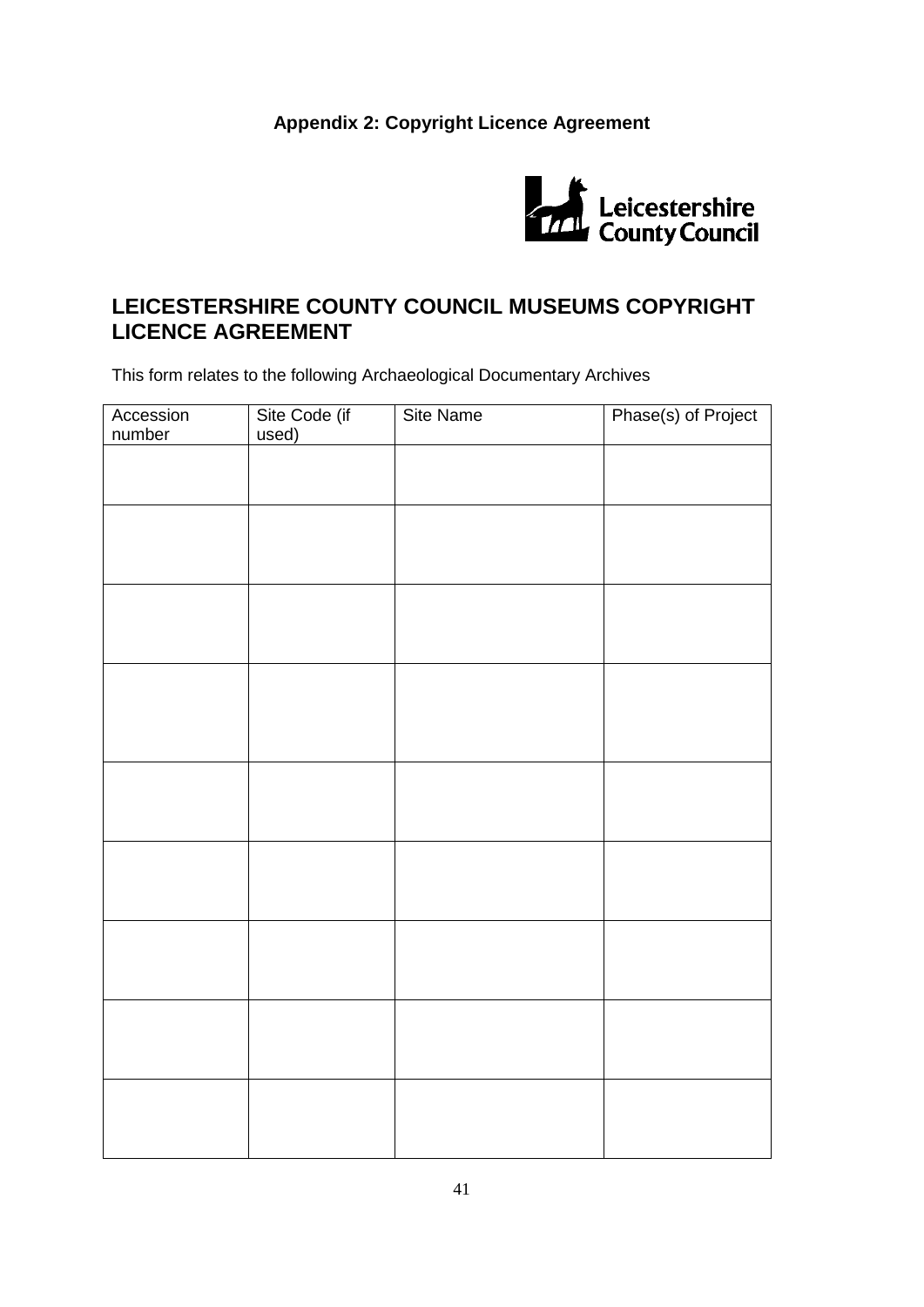**Appendix 2: Copyright Licence Agreement**

Leicestershire County Council

## LEICESTERSHIRE COUNTY COUNCIL MUSEUMS COPYRIGHT LICENCE AGREEMENT

This form relates to the following Archaeological Documentary Archives

| Accession number | Site Code (if used) | Site Name | Phase(s) of Project |
|---|---|---|---|
| | | | |
| | | | |
| | | | |
| | | | |
| | | | |
| | | | |
| | | | |
| | | | |
| | | | |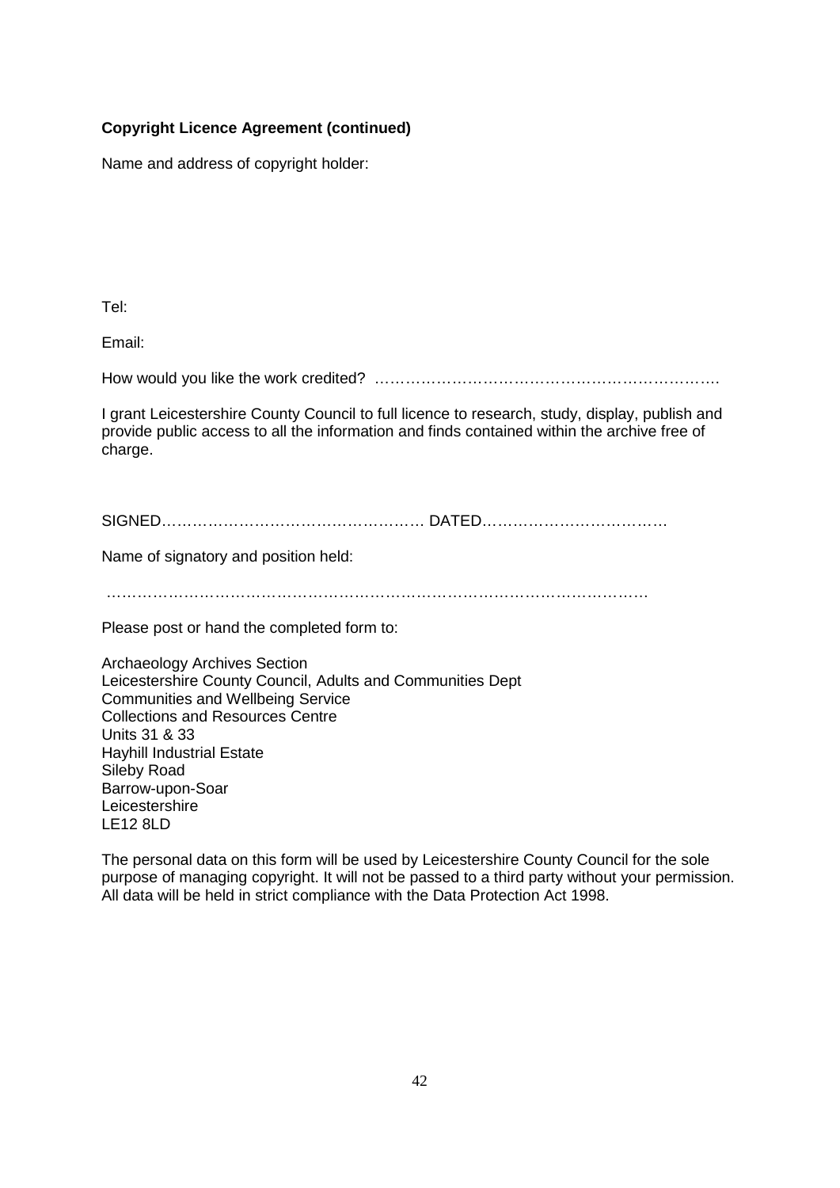**Copyright Licence Agreement (continued)**

Name and address of copyright holder:

Tel:

Email:

How would you like the work credited? ………………………………………………………….

I grant Leicestershire County Council to full licence to research, study, display, publish and provide public access to all the information and finds contained within the archive free of charge.

SIGNED…………………………………………… DATED………………………………

Name of signatory and position held:

………………………………………………………………………………………….

Please post or hand the completed form to:

Archaeology Archives Section
Leicestershire County Council, Adults and Communities Dept
Communities and Wellbeing Service
Collections and Resources Centre
Units 31 & 33
Hayhill Industrial Estate
Sileby Road
Barrow-upon-Soar
Leicestershire
LE12 8LD

The personal data on this form will be used by Leicestershire County Council for the sole purpose of managing copyright. It will not be passed to a third party without your permission. All data will be held in strict compliance with the Data Protection Act 1998.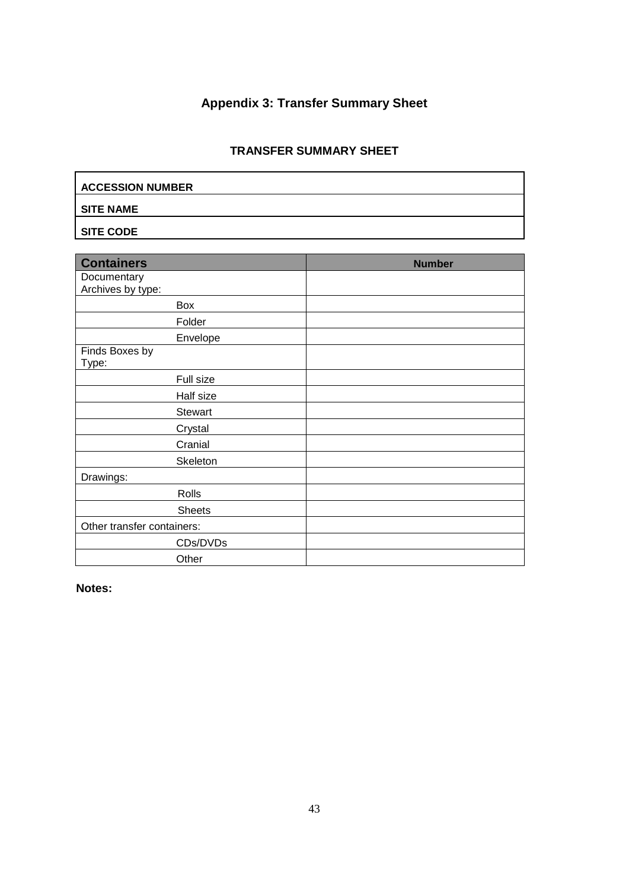# Appendix 3: Transfer Summary Sheet

## TRANSFER SUMMARY SHEET

| | |
|---|---|
| **ACCESSION NUMBER** | |
| **SITE NAME** | |
| **SITE CODE** | |

| Containers | Number |
|---|---|
| Documentary Archives by type: | |
| Box | |
| Folder | |
| Envelope | |
| Finds Boxes by Type: | |
| Full size | |
| Half size | |
| Stewart | |
| Crystal | |
| Cranial | |
| Skeleton | |
| Drawings: | |
| Rolls | |
| Sheets | |
| Other transfer containers: | |
| CDs/DVDs | |
| Other | |

**Notes:**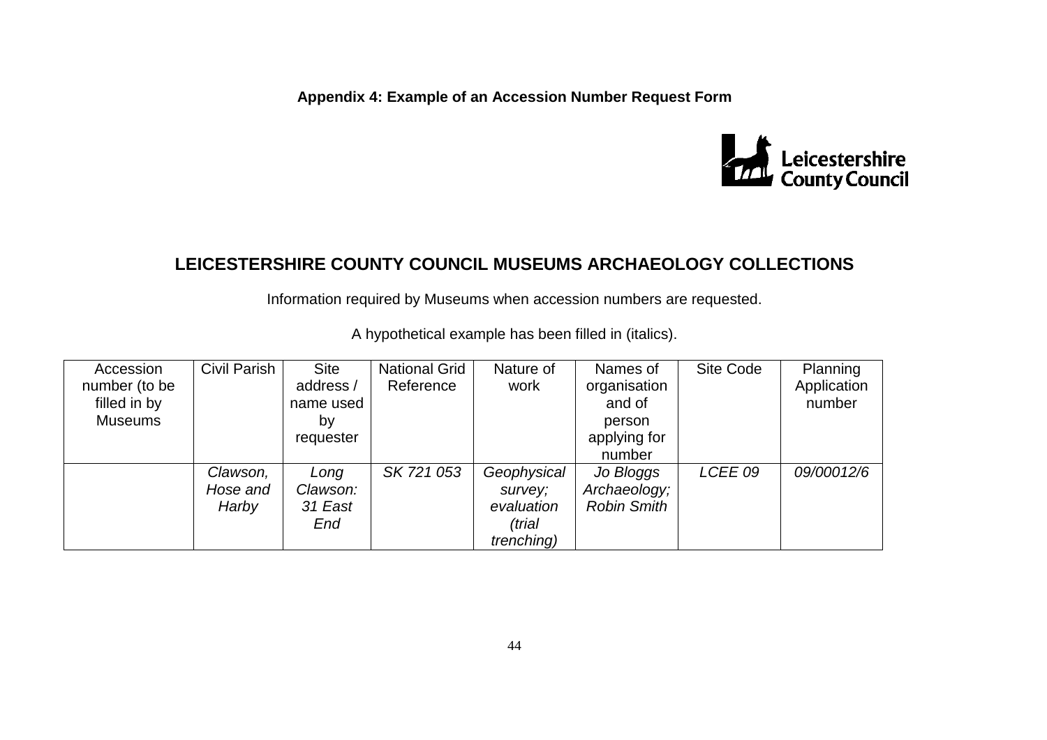**Appendix 4: Example of an Accession Number Request Form**

Leicestershire County Council

## LEICESTERSHIRE COUNTY COUNCIL MUSEUMS ARCHAEOLOGY COLLECTIONS

Information required by Museums when accession numbers are requested.

A hypothetical example has been filled in (italics).

| Accession number (to be filled in by Museums | Civil Parish | Site address / name used by requester | National Grid Reference | Nature of work | Names of organisation and of person applying for number | Site Code | Planning Application number |
|---|---|---|---|---|---|---|---|
| | *Clawson, Hose and Harby* | *Long Clawson: 31 East End* | *SK 721 053* | *Geophysical survey; evaluation (trial trenching)* | *Jo Bloggs Archaeology; Robin Smith* | *LCEE 09* | *09/00012/6* |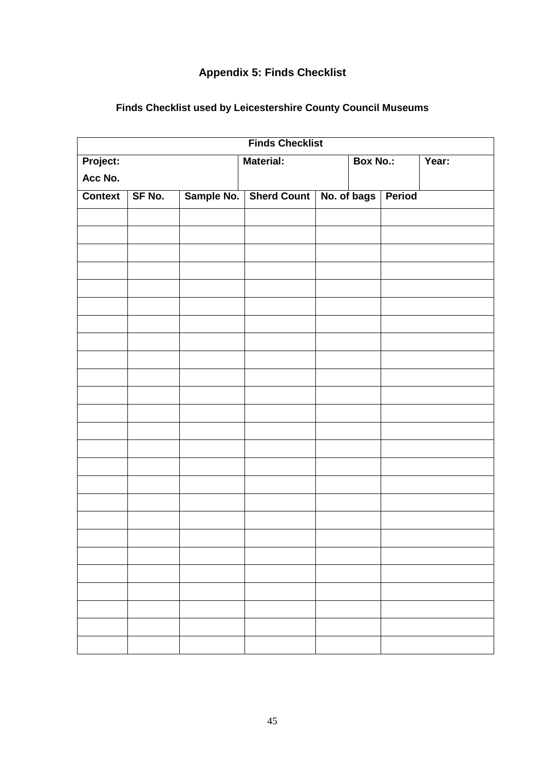## Appendix 5: Finds Checklist

### Finds Checklist used by Leicestershire County Council Museums

| Finds Checklist | | | | | |
|---|---|---|---|---|---|
| **Project:** **Acc No.** | | **Material:** | | **Box No.:** | **Year:** |
| **Context** | **SF No.** | **Sample No.** | **Sherd Count** | **No. of bags** | **Period** |
| | | | | | |
| | | | | | |
| | | | | | |
| | | | | | |
| | | | | | |
| | | | | | |
| | | | | | |
| | | | | | |
| | | | | | |
| | | | | | |
| | | | | | |
| | | | | | |
| | | | | | |
| | | | | | |
| | | | | | |
| | | | | | |
| | | | | | |
| | | | | | |
| | | | | | |
| | | | | | |
| | | | | | |
| | | | | | |
| | | | | | |
| | | | | | |
| | | | | | |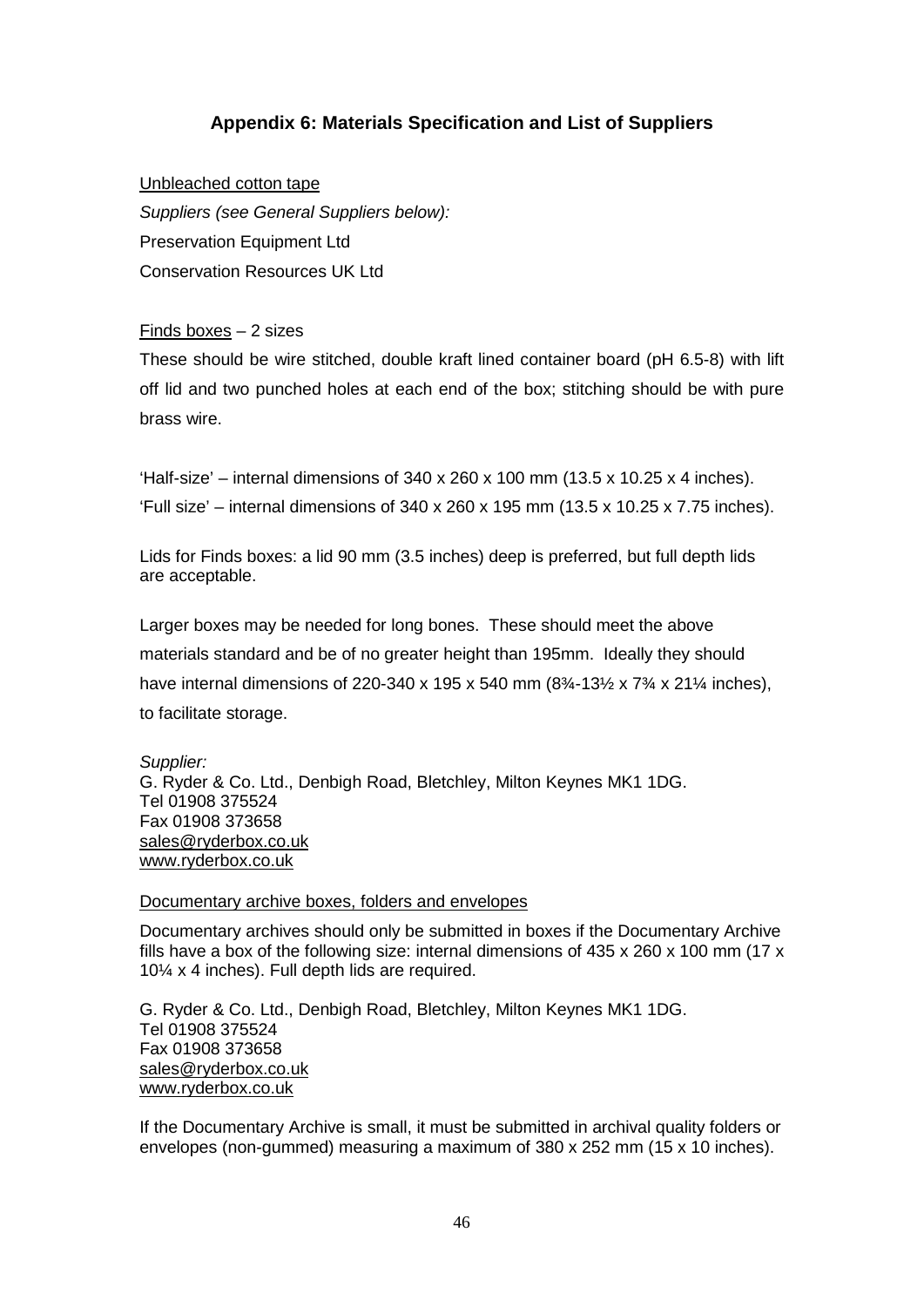## Appendix 6: Materials Specification and List of Suppliers

Unbleached cotton tape

*Suppliers (see General Suppliers below):*

Preservation Equipment Ltd

Conservation Resources UK Ltd

Finds boxes – 2 sizes

These should be wire stitched, double kraft lined container board (pH 6.5-8) with lift off lid and two punched holes at each end of the box; stitching should be with pure brass wire.

'Half-size' – internal dimensions of 340 x 260 x 100 mm (13.5 x 10.25 x 4 inches).

'Full size' – internal dimensions of 340 x 260 x 195 mm (13.5 x 10.25 x 7.75 inches).

Lids for Finds boxes: a lid 90 mm (3.5 inches) deep is preferred, but full depth lids are acceptable.

Larger boxes may be needed for long bones. These should meet the above materials standard and be of no greater height than 195mm. Ideally they should have internal dimensions of 220-340 x 195 x 540 mm (8¾-13½ x 7¾ x 21¼ inches), to facilitate storage.

*Supplier:*
G. Ryder & Co. Ltd., Denbigh Road, Bletchley, Milton Keynes MK1 1DG.
Tel 01908 375524
Fax 01908 373658
sales@ryderbox.co.uk
www.ryderbox.co.uk

Documentary archive boxes, folders and envelopes

Documentary archives should only be submitted in boxes if the Documentary Archive fills have a box of the following size: internal dimensions of 435 x 260 x 100 mm (17 x 10¼ x 4 inches). Full depth lids are required.

G. Ryder & Co. Ltd., Denbigh Road, Bletchley, Milton Keynes MK1 1DG.
Tel 01908 375524
Fax 01908 373658
sales@ryderbox.co.uk
www.ryderbox.co.uk

If the Documentary Archive is small, it must be submitted in archival quality folders or envelopes (non-gummed) measuring a maximum of 380 x 252 mm (15 x 10 inches).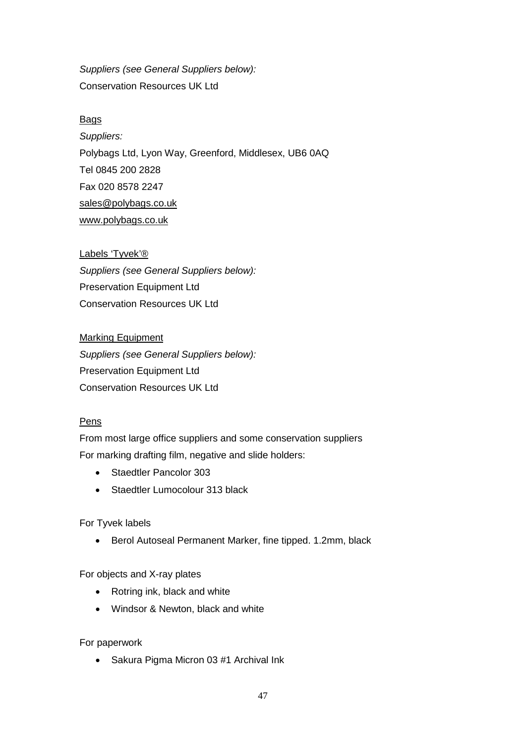*Suppliers (see General Suppliers below):*
Conservation Resources UK Ltd

<u>Bags</u>

*Suppliers:*
Polybags Ltd, Lyon Way, Greenford, Middlesex, UB6 0AQ
Tel 0845 200 2828
Fax 020 8578 2247
sales@polybags.co.uk
www.polybags.co.uk

<u>Labels 'Tyvek'®</u>

*Suppliers (see General Suppliers below):*
Preservation Equipment Ltd
Conservation Resources UK Ltd

<u>Marking Equipment</u>

*Suppliers (see General Suppliers below):*
Preservation Equipment Ltd
Conservation Resources UK Ltd

<u>Pens</u>

From most large office suppliers and some conservation suppliers
For marking drafting film, negative and slide holders:

- Staedtler Pancolor 303
- Staedtler Lumocolour 313 black

For Tyvek labels

- Berol Autoseal Permanent Marker, fine tipped. 1.2mm, black

For objects and X-ray plates

- Rotring ink, black and white
- Windsor & Newton, black and white

For paperwork

- Sakura Pigma Micron 03 #1 Archival Ink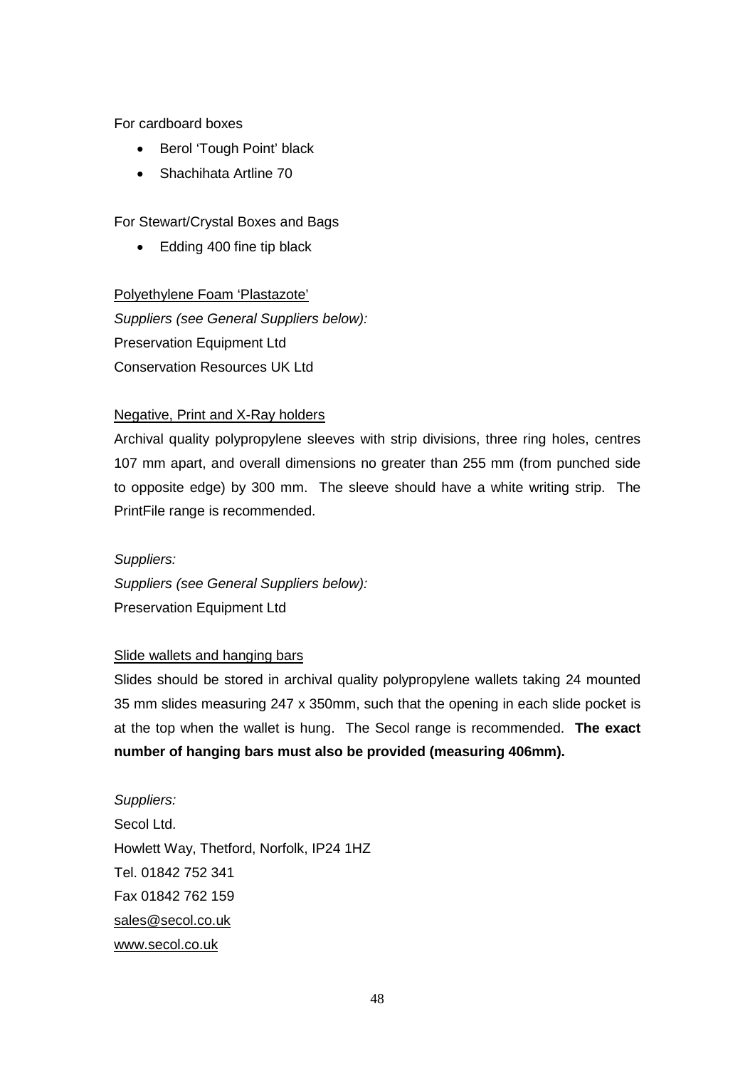For cardboard boxes

- Berol 'Tough Point' black
- Shachihata Artline 70

For Stewart/Crystal Boxes and Bags

- Edding 400 fine tip black

Polyethylene Foam 'Plastazote'

*Suppliers (see General Suppliers below):*
Preservation Equipment Ltd
Conservation Resources UK Ltd

Negative, Print and X-Ray holders

Archival quality polypropylene sleeves with strip divisions, three ring holes, centres 107 mm apart, and overall dimensions no greater than 255 mm (from punched side to opposite edge) by 300 mm. The sleeve should have a white writing strip. The PrintFile range is recommended.

*Suppliers:*
*Suppliers (see General Suppliers below):*
Preservation Equipment Ltd

Slide wallets and hanging bars

Slides should be stored in archival quality polypropylene wallets taking 24 mounted 35 mm slides measuring 247 x 350mm, such that the opening in each slide pocket is at the top when the wallet is hung. The Secol range is recommended. **The exact number of hanging bars must also be provided (measuring 406mm).**

*Suppliers:*
Secol Ltd.
Howlett Way, Thetford, Norfolk, IP24 1HZ
Tel. 01842 752 341
Fax 01842 762 159
sales@secol.co.uk
www.secol.co.uk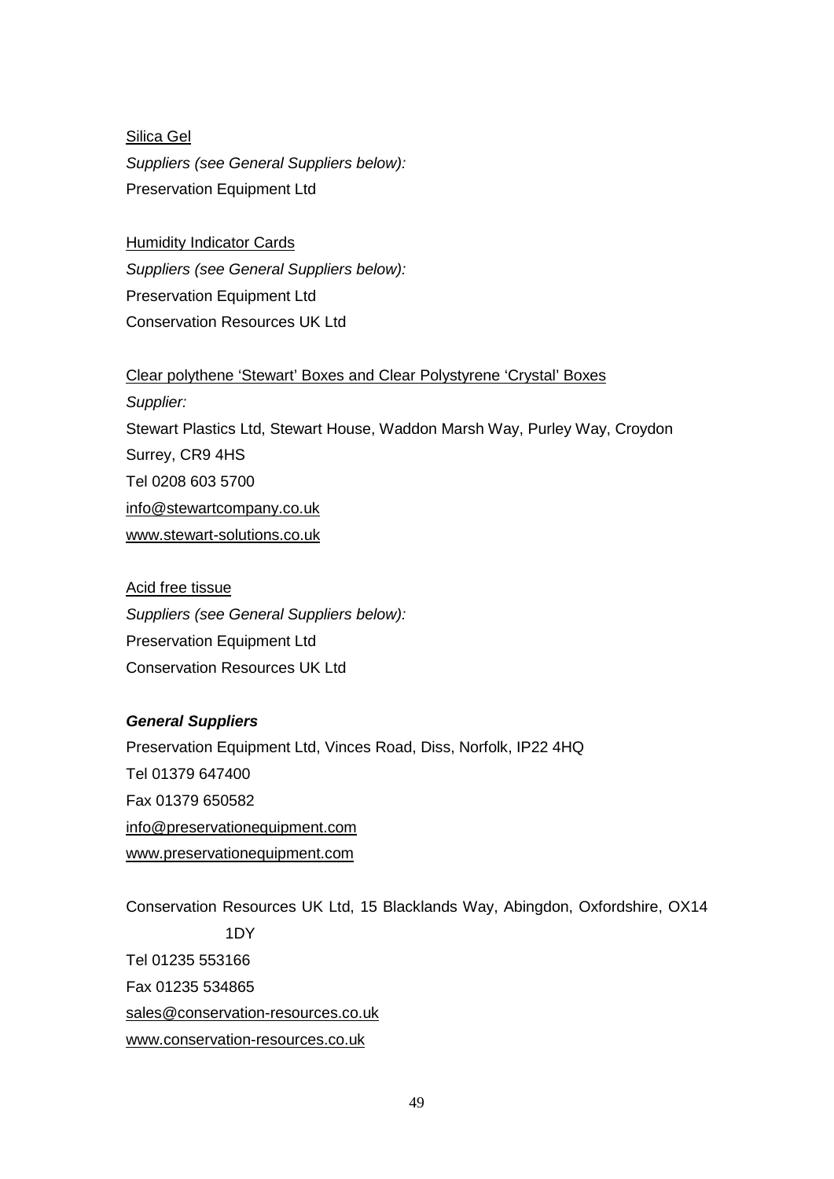Silica Gel

*Suppliers (see General Suppliers below):*

Preservation Equipment Ltd

Humidity Indicator Cards

*Suppliers (see General Suppliers below):*

Preservation Equipment Ltd

Conservation Resources UK Ltd

Clear polythene 'Stewart' Boxes and Clear Polystyrene 'Crystal' Boxes

*Supplier:*

Stewart Plastics Ltd, Stewart House, Waddon Marsh Way, Purley Way, Croydon Surrey, CR9 4HS

Tel 0208 603 5700

info@stewartcompany.co.uk

www.stewart-solutions.co.uk

Acid free tissue

*Suppliers (see General Suppliers below):*

Preservation Equipment Ltd

Conservation Resources UK Ltd

***General Suppliers***

Preservation Equipment Ltd, Vinces Road, Diss, Norfolk, IP22 4HQ

Tel 01379 647400

Fax 01379 650582

info@preservationequipment.com

www.preservationequipment.com

Conservation Resources UK Ltd, 15 Blacklands Way, Abingdon, Oxfordshire, OX14 1DY

Tel 01235 553166

Fax 01235 534865

sales@conservation-resources.co.uk

www.conservation-resources.co.uk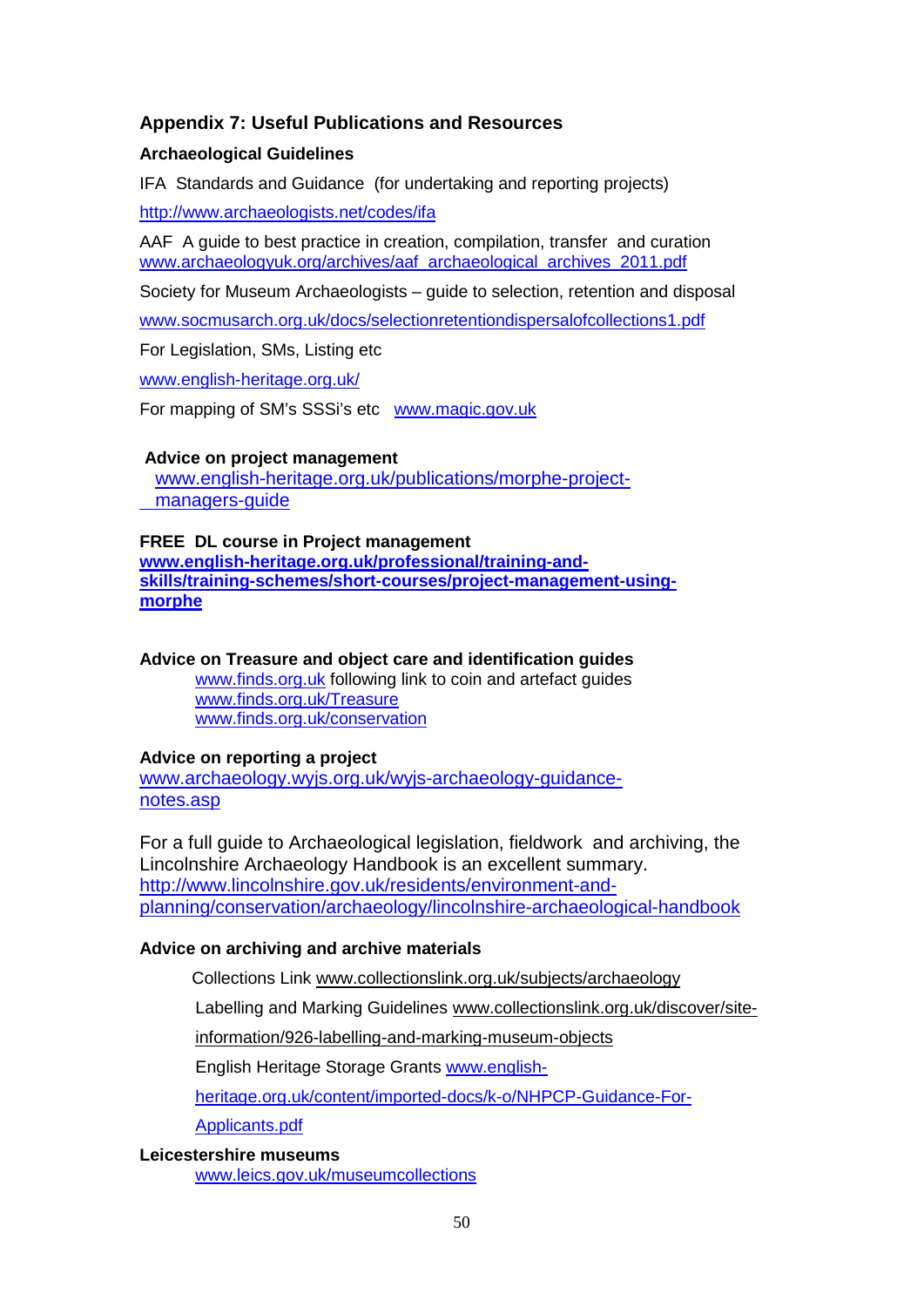## Appendix 7: Useful Publications and Resources

### Archaeological Guidelines

IFA Standards and Guidance (for undertaking and reporting projects)

http://www.archaeologists.net/codes/ifa

AAF A guide to best practice in creation, compilation, transfer and curation www.archaeologyuk.org/archives/aaf_archaeological_archives_2011.pdf

Society for Museum Archaeologists – guide to selection, retention and disposal

www.socmusarch.org.uk/docs/selectionretentiondispersalofcollections1.pdf

For Legislation, SMs, Listing etc

www.english-heritage.org.uk/

For mapping of SM's SSSi's etc www.magic.gov.uk

### Advice on project management

www.english-heritage.org.uk/publications/morphe-project-managers-guide

### FREE DL course in Project management

**www.english-heritage.org.uk/professional/training-and-skills/training-schemes/short-courses/project-management-using-morphe**

### Advice on Treasure and object care and identification guides

www.finds.org.uk following link to coin and artefact guides
www.finds.org.uk/Treasure
www.finds.org.uk/conservation

### Advice on reporting a project

www.archaeology.wyjs.org.uk/wyjs-archaeology-guidance-notes.asp

For a full guide to Archaeological legislation, fieldwork and archiving, the Lincolnshire Archaeology Handbook is an excellent summary. http://www.lincolnshire.gov.uk/residents/environment-and-planning/conservation/archaeology/lincolnshire-archaeological-handbook

### Advice on archiving and archive materials

Collections Link www.collectionslink.org.uk/subjects/archaeology

Labelling and Marking Guidelines www.collectionslink.org.uk/discover/site-information/926-labelling-and-marking-museum-objects

English Heritage Storage Grants www.english-heritage.org.uk/content/imported-docs/k-o/NHPCP-Guidance-For-Applicants.pdf

### Leicestershire museums

www.leics.gov.uk/museumcollections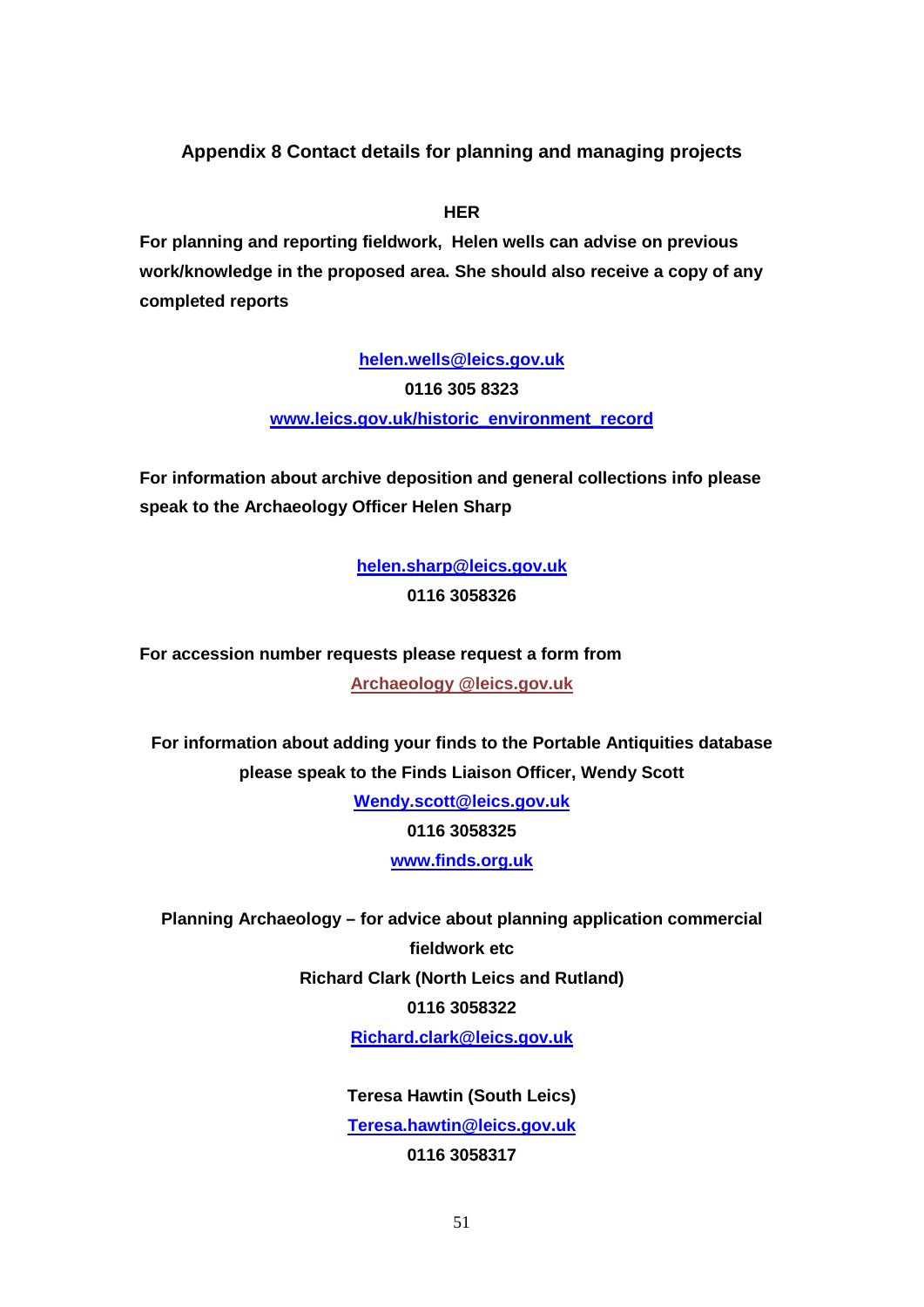## Appendix 8 Contact details for planning and managing projects

**HER**

**For planning and reporting fieldwork, Helen wells can advise on previous work/knowledge in the proposed area. She should also receive a copy of any completed reports**

**helen.wells@leics.gov.uk**

**0116 305 8323**

**www.leics.gov.uk/historic_environment_record**

**For information about archive deposition and general collections info please speak to the Archaeology Officer Helen Sharp**

**helen.sharp@leics.gov.uk**

**0116 3058326**

**For accession number requests please request a form from**

**Archaeology @leics.gov.uk**

**For information about adding your finds to the Portable Antiquities database please speak to the Finds Liaison Officer, Wendy Scott**

**Wendy.scott@leics.gov.uk**

**0116 3058325**

**www.finds.org.uk**

**Planning Archaeology – for advice about planning application commercial fieldwork etc**

**Richard Clark (North Leics and Rutland)**

**0116 3058322**

**Richard.clark@leics.gov.uk**

**Teresa Hawtin (South Leics)**

**Teresa.hawtin@leics.gov.uk**

**0116 3058317**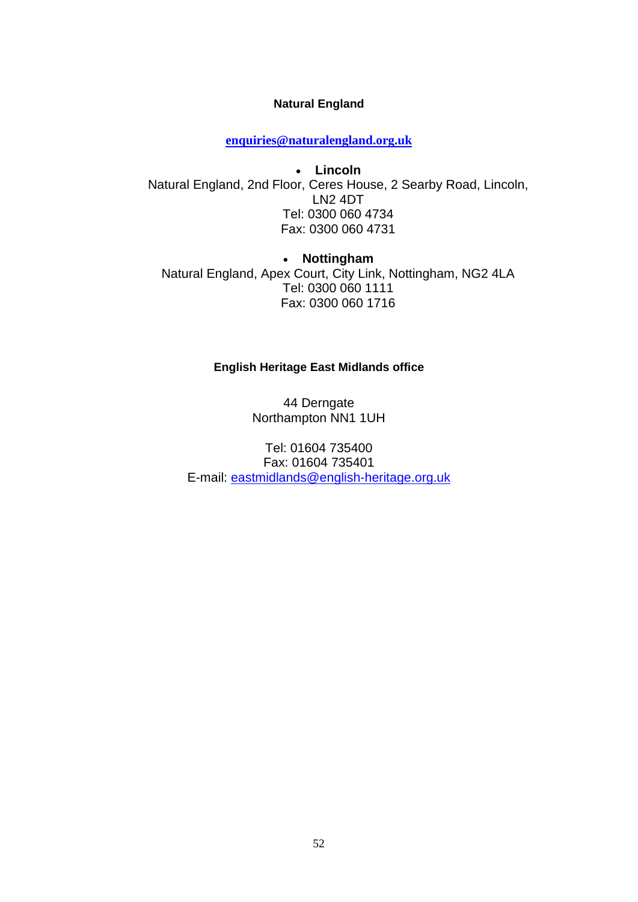**Natural England**

enquiries@naturalengland.org.uk

- **Lincoln**

Natural England, 2nd Floor, Ceres House, 2 Searby Road, Lincoln, LN2 4DT
Tel: 0300 060 4734
Fax: 0300 060 4731

- **Nottingham**

Natural England, Apex Court, City Link, Nottingham, NG2 4LA
Tel: 0300 060 1111
Fax: 0300 060 1716

**English Heritage East Midlands office**

44 Derngate
Northampton NN1 1UH

Tel: 01604 735400
Fax: 01604 735401
E-mail: eastmidlands@english-heritage.org.uk